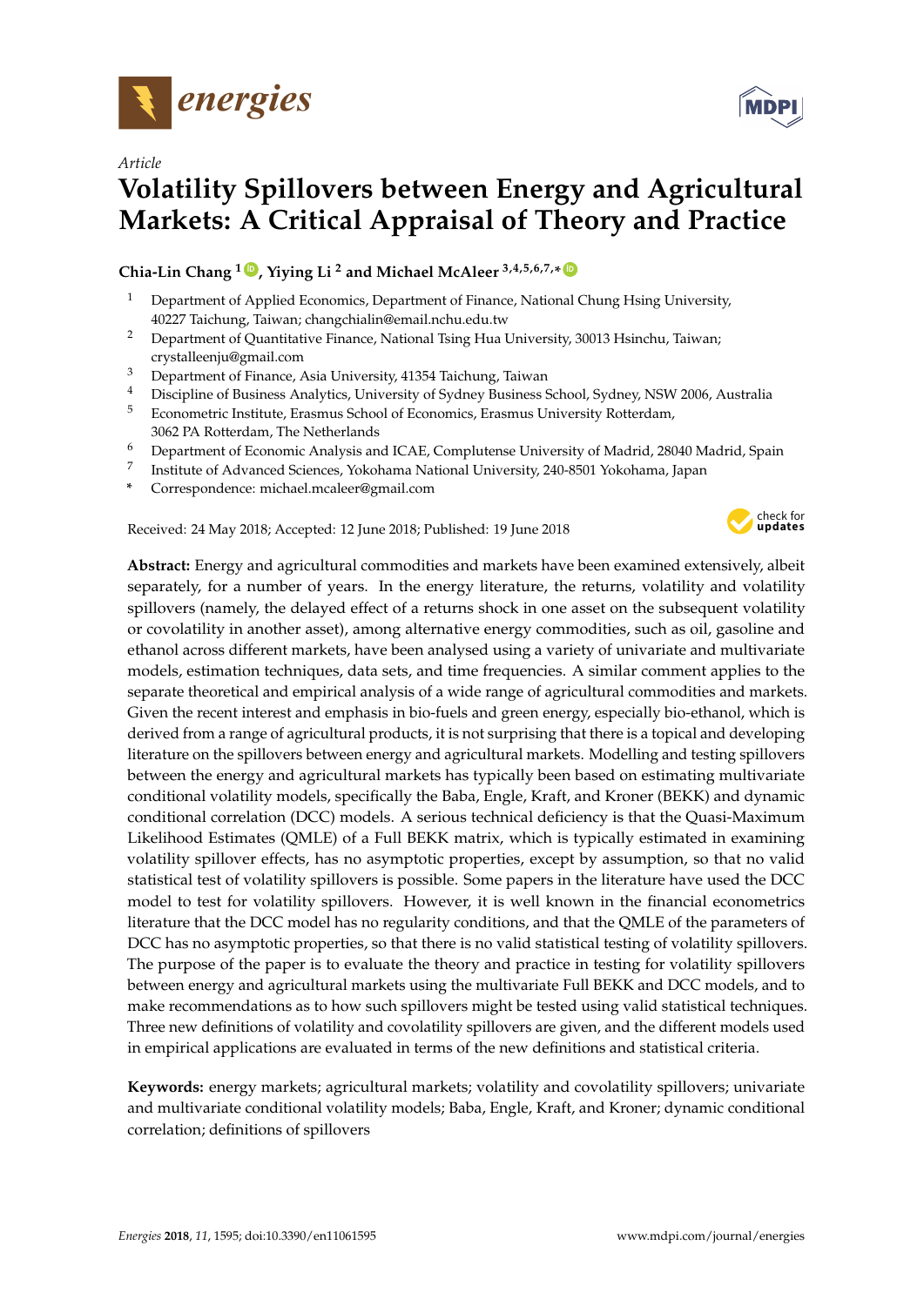Article

# Volatility Spillovers between Energy and Agricultural Markets: A Critical Appraisal of Theory and Practice

**Chia-Lin Chang [1], Yiying Li [2] and Michael McAleer [3,4,5,6,7,*]**

[1] Department of Applied Economics, Department of Finance, National Chung Hsing University, 40227 Taichung, Taiwan; changchialin@email.nchu.edu.tw

[2] Department of Quantitative Finance, National Tsing Hua University, 30013 Hsinchu, Taiwan; crystalleenju@gmail.com

[3] Department of Finance, Asia University, 41354 Taichung, Taiwan

[4] Discipline of Business Analytics, University of Sydney Business School, Sydney, NSW 2006, Australia

[5] Econometric Institute, Erasmus School of Economics, Erasmus University Rotterdam, 3062 PA Rotterdam, The Netherlands

[6] Department of Economic Analysis and ICAE, Complutense University of Madrid, 28040 Madrid, Spain

[7] Institute of Advanced Sciences, Yokohama National University, 240-8501 Yokohama, Japan

* Correspondence: michael.mcaleer@gmail.com

Received: 24 May 2018; Accepted: 12 June 2018; Published: 19 June 2018

**Abstract:** Energy and agricultural commodities and markets have been examined extensively, albeit separately, for a number of years. In the energy literature, the returns, volatility and volatility spillovers (namely, the delayed effect of a returns shock in one asset on the subsequent volatility or covolatility in another asset), among alternative energy commodities, such as oil, gasoline and ethanol across different markets, have been analysed using a variety of univariate and multivariate models, estimation techniques, data sets, and time frequencies. A similar comment applies to the separate theoretical and empirical analysis of a wide range of agricultural commodities and markets. Given the recent interest and emphasis in bio-fuels and green energy, especially bio-ethanol, which is derived from a range of agricultural products, it is not surprising that there is a topical and developing literature on the spillovers between energy and agricultural markets. Modelling and testing spillovers between the energy and agricultural markets has typically been based on estimating multivariate conditional volatility models, specifically the Baba, Engle, Kraft, and Kroner (BEKK) and dynamic conditional correlation (DCC) models. A serious technical deficiency is that the Quasi-Maximum Likelihood Estimates (QMLE) of a Full BEKK matrix, which is typically estimated in examining volatility spillover effects, has no asymptotic properties, except by assumption, so that no valid statistical test of volatility spillovers is possible. Some papers in the literature have used the DCC model to test for volatility spillovers. However, it is well known in the financial econometrics literature that the DCC model has no regularity conditions, and that the QMLE of the parameters of DCC has no asymptotic properties, so that there is no valid statistical testing of volatility spillovers. The purpose of the paper is to evaluate the theory and practice in testing for volatility spillovers between energy and agricultural markets using the multivariate Full BEKK and DCC models, and to make recommendations as to how such spillovers might be tested using valid statistical techniques. Three new definitions of volatility and covolatility spillovers are given, and the different models used in empirical applications are evaluated in terms of the new definitions and statistical criteria.

**Keywords:** energy markets; agricultural markets; volatility and covolatility spillovers; univariate and multivariate conditional volatility models; Baba, Engle, Kraft, and Kroner; dynamic conditional correlation; definitions of spillovers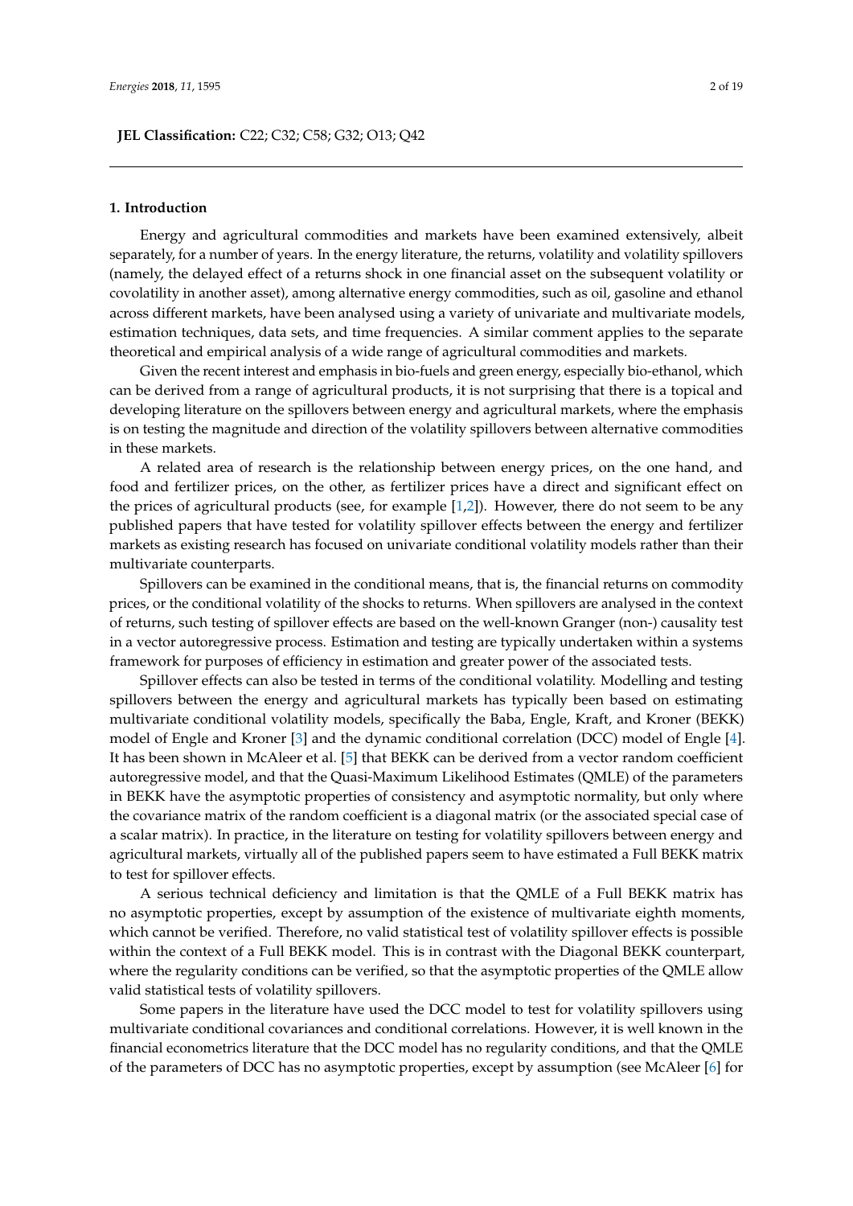**JEL Classification:** C22; C32; C58; G32; O13; Q42

## 1. Introduction

Energy and agricultural commodities and markets have been examined extensively, albeit separately, for a number of years. In the energy literature, the returns, volatility and volatility spillovers (namely, the delayed effect of a returns shock in one financial asset on the subsequent volatility or covolatility in another asset), among alternative energy commodities, such as oil, gasoline and ethanol across different markets, have been analysed using a variety of univariate and multivariate models, estimation techniques, data sets, and time frequencies. A similar comment applies to the separate theoretical and empirical analysis of a wide range of agricultural commodities and markets.

Given the recent interest and emphasis in bio-fuels and green energy, especially bio-ethanol, which can be derived from a range of agricultural products, it is not surprising that there is a topical and developing literature on the spillovers between energy and agricultural markets, where the emphasis is on testing the magnitude and direction of the volatility spillovers between alternative commodities in these markets.

A related area of research is the relationship between energy prices, on the one hand, and food and fertilizer prices, on the other, as fertilizer prices have a direct and significant effect on the prices of agricultural products (see, for example [1,2]). However, there do not seem to be any published papers that have tested for volatility spillover effects between the energy and fertilizer markets as existing research has focused on univariate conditional volatility models rather than their multivariate counterparts.

Spillovers can be examined in the conditional means, that is, the financial returns on commodity prices, or the conditional volatility of the shocks to returns. When spillovers are analysed in the context of returns, such testing of spillover effects are based on the well-known Granger (non-) causality test in a vector autoregressive process. Estimation and testing are typically undertaken within a systems framework for purposes of efficiency in estimation and greater power of the associated tests.

Spillover effects can also be tested in terms of the conditional volatility. Modelling and testing spillovers between the energy and agricultural markets has typically been based on estimating multivariate conditional volatility models, specifically the Baba, Engle, Kraft, and Kroner (BEKK) model of Engle and Kroner [3] and the dynamic conditional correlation (DCC) model of Engle [4]. It has been shown in McAleer et al. [5] that BEKK can be derived from a vector random coefficient autoregressive model, and that the Quasi-Maximum Likelihood Estimates (QMLE) of the parameters in BEKK have the asymptotic properties of consistency and asymptotic normality, but only where the covariance matrix of the random coefficient is a diagonal matrix (or the associated special case of a scalar matrix). In practice, in the literature on testing for volatility spillovers between energy and agricultural markets, virtually all of the published papers seem to have estimated a Full BEKK matrix to test for spillover effects.

A serious technical deficiency and limitation is that the QMLE of a Full BEKK matrix has no asymptotic properties, except by assumption of the existence of multivariate eighth moments, which cannot be verified. Therefore, no valid statistical test of volatility spillover effects is possible within the context of a Full BEKK model. This is in contrast with the Diagonal BEKK counterpart, where the regularity conditions can be verified, so that the asymptotic properties of the QMLE allow valid statistical tests of volatility spillovers.

Some papers in the literature have used the DCC model to test for volatility spillovers using multivariate conditional covariances and conditional correlations. However, it is well known in the financial econometrics literature that the DCC model has no regularity conditions, and that the QMLE of the parameters of DCC has no asymptotic properties, except by assumption (see McAleer [6] for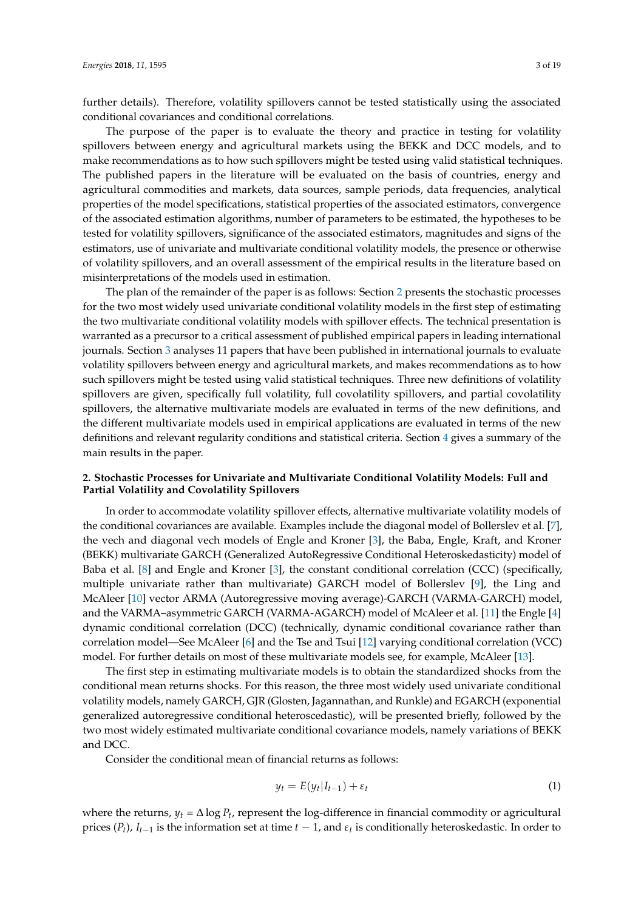further details). Therefore, volatility spillovers cannot be tested statistically using the associated conditional covariances and conditional correlations.

The purpose of the paper is to evaluate the theory and practice in testing for volatility spillovers between energy and agricultural markets using the BEKK and DCC models, and to make recommendations as to how such spillovers might be tested using valid statistical techniques. The published papers in the literature will be evaluated on the basis of countries, energy and agricultural commodities and markets, data sources, sample periods, data frequencies, analytical properties of the model specifications, statistical properties of the associated estimators, convergence of the associated estimation algorithms, number of parameters to be estimated, the hypotheses to be tested for volatility spillovers, significance of the associated estimators, magnitudes and signs of the estimators, use of univariate and multivariate conditional volatility models, the presence or otherwise of volatility spillovers, and an overall assessment of the empirical results in the literature based on misinterpretations of the models used in estimation.

The plan of the remainder of the paper is as follows: Section 2 presents the stochastic processes for the two most widely used univariate conditional volatility models in the first step of estimating the two multivariate conditional volatility models with spillover effects. The technical presentation is warranted as a precursor to a critical assessment of published empirical papers in leading international journals. Section 3 analyses 11 papers that have been published in international journals to evaluate volatility spillovers between energy and agricultural markets, and makes recommendations as to how such spillovers might be tested using valid statistical techniques. Three new definitions of volatility spillovers are given, specifically full volatility, full covolatility spillovers, and partial covolatility spillovers, the alternative multivariate models are evaluated in terms of the new definitions, and the different multivariate models used in empirical applications are evaluated in terms of the new definitions and relevant regularity conditions and statistical criteria. Section 4 gives a summary of the main results in the paper.

## 2. Stochastic Processes for Univariate and Multivariate Conditional Volatility Models: Full and Partial Volatility and Covolatility Spillovers

In order to accommodate volatility spillover effects, alternative multivariate volatility models of the conditional covariances are available. Examples include the diagonal model of Bollerslev et al. [7], the vech and diagonal vech models of Engle and Kroner [3], the Baba, Engle, Kraft, and Kroner (BEKK) multivariate GARCH (Generalized AutoRegressive Conditional Heteroskedasticity) model of Baba et al. [8] and Engle and Kroner [3], the constant conditional correlation (CCC) (specifically, multiple univariate rather than multivariate) GARCH model of Bollerslev [9], the Ling and McAleer [10] vector ARMA (Autoregressive moving average)-GARCH (VARMA-GARCH) model, and the VARMA–asymmetric GARCH (VARMA-AGARCH) model of McAleer et al. [11] the Engle [4] dynamic conditional correlation (DCC) (technically, dynamic conditional covariance rather than correlation model—See McAleer [6] and the Tse and Tsui [12] varying conditional correlation (VCC) model. For further details on most of these multivariate models see, for example, McAleer [13].

The first step in estimating multivariate models is to obtain the standardized shocks from the conditional mean returns shocks. For this reason, the three most widely used univariate conditional volatility models, namely GARCH, GJR (Glosten, Jagannathan, and Runkle) and EGARCH (exponential generalized autoregressive conditional heteroscedastic), will be presented briefly, followed by the two most widely estimated multivariate conditional covariance models, namely variations of BEKK and DCC.

Consider the conditional mean of financial returns as follows:

$$y_t = E(y_t|I_{t-1}) + \varepsilon_t \tag{1}$$

where the returns, $y_t = \Delta \log P_t$, represent the log-difference in financial commodity or agricultural prices ($P_t$), $I_{t-1}$ is the information set at time $t-1$, and $\varepsilon_t$ is conditionally heteroskedastic. In order to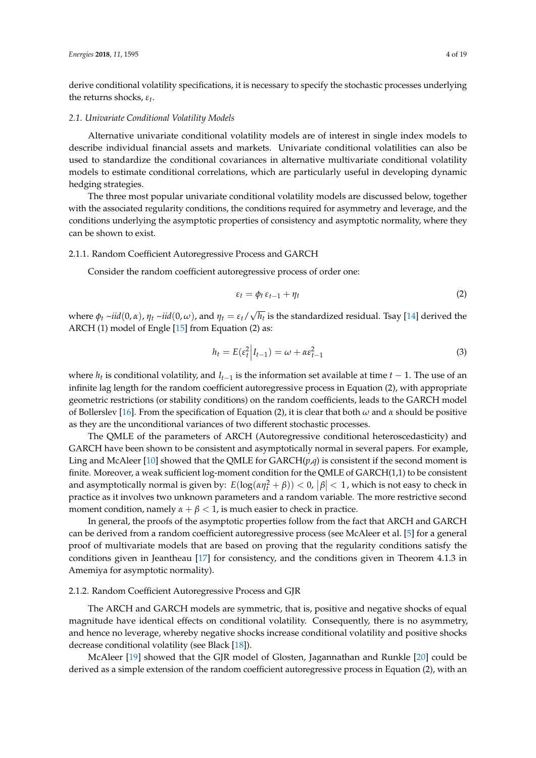derive conditional volatility specifications, it is necessary to specify the stochastic processes underlying the returns shocks, $\varepsilon_t$.

### 2.1. Univariate Conditional Volatility Models

Alternative univariate conditional volatility models are of interest in single index models to describe individual financial assets and markets. Univariate conditional volatilities can also be used to standardize the conditional covariances in alternative multivariate conditional volatility models to estimate conditional correlations, which are particularly useful in developing dynamic hedging strategies.

The three most popular univariate conditional volatility models are discussed below, together with the associated regularity conditions, the conditions required for asymmetry and leverage, and the conditions underlying the asymptotic properties of consistency and asymptotic normality, where they can be shown to exist.

#### 2.1.1. Random Coefficient Autoregressive Process and GARCH

Consider the random coefficient autoregressive process of order one:

$$\varepsilon_t = \phi_t \, \varepsilon_{t-1} + \eta_t \tag{2}$$

where $\phi_t \sim iid(0, \alpha)$, $\eta_t \sim iid(0, \omega)$, and $\eta_t = \varepsilon_t / \sqrt{h_t}$ is the standardized residual. Tsay [14] derived the ARCH (1) model of Engle [15] from Equation (2) as:

$$h_t = E(\varepsilon_t^2 \Big| I_{t-1}) = \omega + \alpha \varepsilon_{t-1}^2 \tag{3}$$

where $h_t$ is conditional volatility, and $I_{t-1}$ is the information set available at time $t-1$. The use of an infinite lag length for the random coefficient autoregressive process in Equation (2), with appropriate geometric restrictions (or stability conditions) on the random coefficients, leads to the GARCH model of Bollerslev [16]. From the specification of Equation (2), it is clear that both $\omega$ and $\alpha$ should be positive as they are the unconditional variances of two different stochastic processes.

The QMLE of the parameters of ARCH (Autoregressive conditional heteroscedasticity) and GARCH have been shown to be consistent and asymptotically normal in several papers. For example, Ling and McAleer [10] showed that the QMLE for GARCH($p$,$q$) is consistent if the second moment is finite. Moreover, a weak sufficient log-moment condition for the QMLE of GARCH(1,1) to be consistent and asymptotically normal is given by: $E(\log(\alpha\eta_t^2 + \beta)) < 0$, $|\beta| < 1$, which is not easy to check in practice as it involves two unknown parameters and a random variable. The more restrictive second moment condition, namely $\alpha + \beta < 1$, is much easier to check in practice.

In general, the proofs of the asymptotic properties follow from the fact that ARCH and GARCH can be derived from a random coefficient autoregressive process (see McAleer et al. [5] for a general proof of multivariate models that are based on proving that the regularity conditions satisfy the conditions given in Jeantheau [17] for consistency, and the conditions given in Theorem 4.1.3 in Amemiya for asymptotic normality).

#### 2.1.2. Random Coefficient Autoregressive Process and GJR

The ARCH and GARCH models are symmetric, that is, positive and negative shocks of equal magnitude have identical effects on conditional volatility. Consequently, there is no asymmetry, and hence no leverage, whereby negative shocks increase conditional volatility and positive shocks decrease conditional volatility (see Black [18]).

McAleer [19] showed that the GJR model of Glosten, Jagannathan and Runkle [20] could be derived as a simple extension of the random coefficient autoregressive process in Equation (2), with an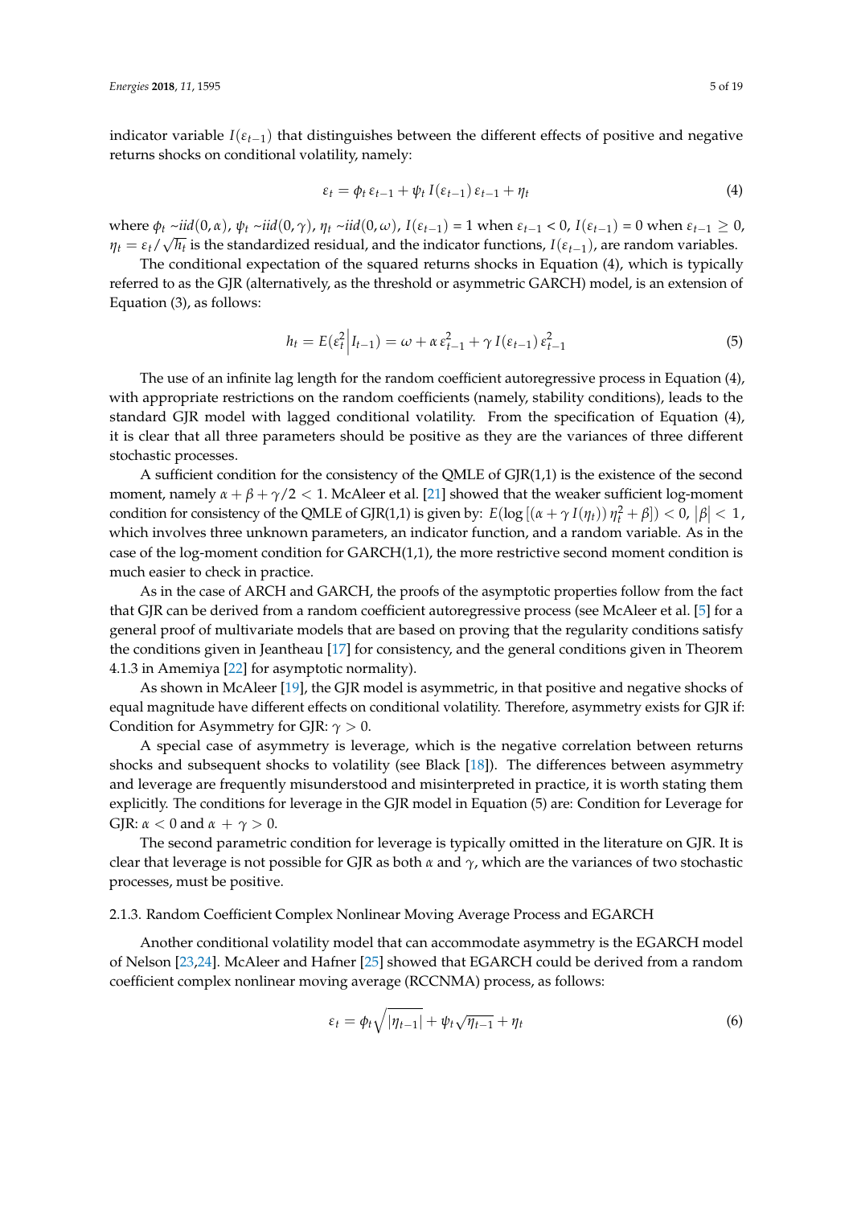indicator variable $I(\varepsilon_{t-1})$ that distinguishes between the different effects of positive and negative returns shocks on conditional volatility, namely:

$$\varepsilon_t = \phi_t \, \varepsilon_{t-1} + \psi_t \, I(\varepsilon_{t-1}) \, \varepsilon_{t-1} + \eta_t \tag{4}$$

where $\phi_t \sim iid(0, \alpha)$, $\psi_t \sim iid(0, \gamma)$, $\eta_t \sim iid(0, \omega)$, $I(\varepsilon_{t-1}) = 1$ when $\varepsilon_{t-1} < 0$, $I(\varepsilon_{t-1}) = 0$ when $\varepsilon_{t-1} \geq 0$, $\eta_t = \varepsilon_t / \sqrt{h_t}$ is the standardized residual, and the indicator functions, $I(\varepsilon_{t-1})$, are random variables.

The conditional expectation of the squared returns shocks in Equation (4), which is typically referred to as the GJR (alternatively, as the threshold or asymmetric GARCH) model, is an extension of Equation (3), as follows:

$$h_t = E(\varepsilon_t^2 \big| I_{t-1}) = \omega + \alpha \, \varepsilon_{t-1}^2 + \gamma \, I(\varepsilon_{t-1}) \, \varepsilon_{t-1}^2 \tag{5}$$

The use of an infinite lag length for the random coefficient autoregressive process in Equation (4), with appropriate restrictions on the random coefficients (namely, stability conditions), leads to the standard GJR model with lagged conditional volatility. From the specification of Equation (4), it is clear that all three parameters should be positive as they are the variances of three different stochastic processes.

A sufficient condition for the consistency of the QMLE of GJR(1,1) is the existence of the second moment, namely $\alpha + \beta + \gamma/2 < 1$. McAleer et al. [21] showed that the weaker sufficient log-moment condition for consistency of the QMLE of GJR(1,1) is given by: $E(\log[(\alpha + \gamma \, I(\eta_t)) \, \eta_t^2 + \beta]) < 0$, $|\beta| < 1$, which involves three unknown parameters, an indicator function, and a random variable. As in the case of the log-moment condition for GARCH(1,1), the more restrictive second moment condition is much easier to check in practice.

As in the case of ARCH and GARCH, the proofs of the asymptotic properties follow from the fact that GJR can be derived from a random coefficient autoregressive process (see McAleer et al. [5] for a general proof of multivariate models that are based on proving that the regularity conditions satisfy the conditions given in Jeantheau [17] for consistency, and the general conditions given in Theorem 4.1.3 in Amemiya [22] for asymptotic normality).

As shown in McAleer [19], the GJR model is asymmetric, in that positive and negative shocks of equal magnitude have different effects on conditional volatility. Therefore, asymmetry exists for GJR if: Condition for Asymmetry for GJR: $\gamma > 0$.

A special case of asymmetry is leverage, which is the negative correlation between returns shocks and subsequent shocks to volatility (see Black [18]). The differences between asymmetry and leverage are frequently misunderstood and misinterpreted in practice, it is worth stating them explicitly. The conditions for leverage in the GJR model in Equation (5) are: Condition for Leverage for GJR: $\alpha < 0$ and $\alpha + \gamma > 0$.

The second parametric condition for leverage is typically omitted in the literature on GJR. It is clear that leverage is not possible for GJR as both $\alpha$ and $\gamma$, which are the variances of two stochastic processes, must be positive.

### 2.1.3. Random Coefficient Complex Nonlinear Moving Average Process and EGARCH

Another conditional volatility model that can accommodate asymmetry is the EGARCH model of Nelson [23,24]. McAleer and Hafner [25] showed that EGARCH could be derived from a random coefficient complex nonlinear moving average (RCCNMA) process, as follows:

$$\varepsilon_t = \phi_t \sqrt{|\eta_{t-1}|} + \psi_t \sqrt{\eta_{t-1}} + \eta_t \tag{6}$$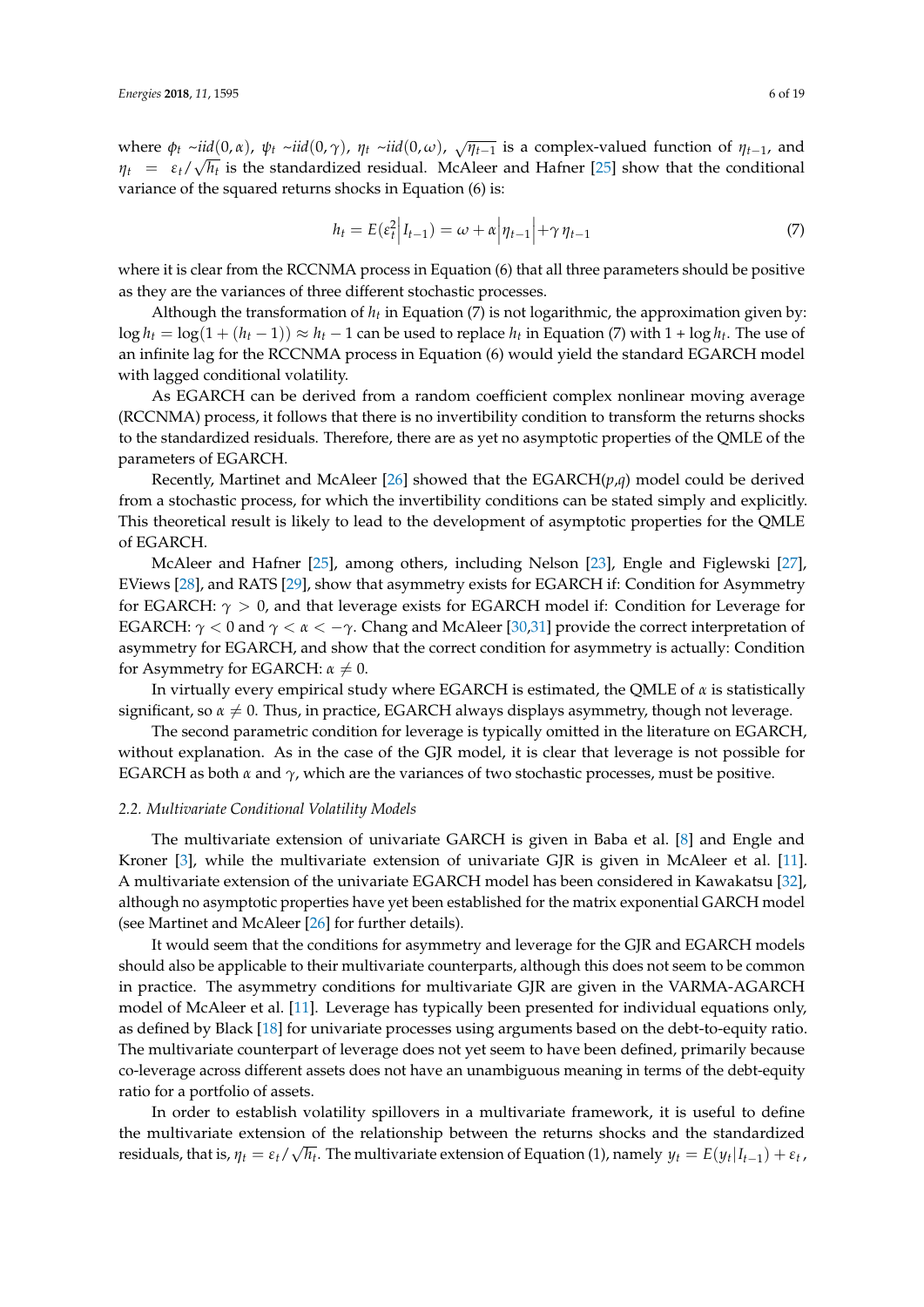where $\phi_t \sim iid(0, \alpha)$, $\psi_t \sim iid(0, \gamma)$, $\eta_t \sim iid(0, \omega)$, $\sqrt{\eta_{t-1}}$ is a complex-valued function of $\eta_{t-1}$, and $\eta_t = \varepsilon_t / \sqrt{h_t}$ is the standardized residual. McAleer and Hafner [25] show that the conditional variance of the squared returns shocks in Equation (6) is:

$$h_t = E(\varepsilon_t^2 \big| I_{t-1}) = \omega + \alpha \big| \eta_{t-1} \big| + \gamma \eta_{t-1} \tag{7}$$

where it is clear from the RCCNMA process in Equation (6) that all three parameters should be positive as they are the variances of three different stochastic processes.

Although the transformation of $h_t$ in Equation (7) is not logarithmic, the approximation given by: $\log h_t = \log(1 + (h_t - 1)) \approx h_t - 1$ can be used to replace $h_t$ in Equation (7) with $1 + \log h_t$. The use of an infinite lag for the RCCNMA process in Equation (6) would yield the standard EGARCH model with lagged conditional volatility.

As EGARCH can be derived from a random coefficient complex nonlinear moving average (RCCNMA) process, it follows that there is no invertibility condition to transform the returns shocks to the standardized residuals. Therefore, there are as yet no asymptotic properties of the QMLE of the parameters of EGARCH.

Recently, Martinet and McAleer [26] showed that the EGARCH($p$,$q$) model could be derived from a stochastic process, for which the invertibility conditions can be stated simply and explicitly. This theoretical result is likely to lead to the development of asymptotic properties for the QMLE of EGARCH.

McAleer and Hafner [25], among others, including Nelson [23], Engle and Figlewski [27], EViews [28], and RATS [29], show that asymmetry exists for EGARCH if: Condition for Asymmetry for EGARCH: $\gamma > 0$, and that leverage exists for EGARCH model if: Condition for Leverage for EGARCH: $\gamma < 0$ and $\gamma < \alpha < -\gamma$. Chang and McAleer [30,31] provide the correct interpretation of asymmetry for EGARCH, and show that the correct condition for asymmetry is actually: Condition for Asymmetry for EGARCH: $\alpha \neq 0$.

In virtually every empirical study where EGARCH is estimated, the QMLE of $\alpha$ is statistically significant, so $\alpha \neq 0$. Thus, in practice, EGARCH always displays asymmetry, though not leverage.

The second parametric condition for leverage is typically omitted in the literature on EGARCH, without explanation. As in the case of the GJR model, it is clear that leverage is not possible for EGARCH as both $\alpha$ and $\gamma$, which are the variances of two stochastic processes, must be positive.

### *2.2. Multivariate Conditional Volatility Models*

The multivariate extension of univariate GARCH is given in Baba et al. [8] and Engle and Kroner [3], while the multivariate extension of univariate GJR is given in McAleer et al. [11]. A multivariate extension of the univariate EGARCH model has been considered in Kawakatsu [32], although no asymptotic properties have yet been established for the matrix exponential GARCH model (see Martinet and McAleer [26] for further details).

It would seem that the conditions for asymmetry and leverage for the GJR and EGARCH models should also be applicable to their multivariate counterparts, although this does not seem to be common in practice. The asymmetry conditions for multivariate GJR are given in the VARMA-AGARCH model of McAleer et al. [11]. Leverage has typically been presented for individual equations only, as defined by Black [18] for univariate processes using arguments based on the debt-to-equity ratio. The multivariate counterpart of leverage does not yet seem to have been defined, primarily because co-leverage across different assets does not have an unambiguous meaning in terms of the debt-equity ratio for a portfolio of assets.

In order to establish volatility spillovers in a multivariate framework, it is useful to define the multivariate extension of the relationship between the returns shocks and the standardized residuals, that is, $\eta_t = \varepsilon_t / \sqrt{h_t}$. The multivariate extension of Equation (1), namely $y_t = E(y_t | I_{t-1}) + \varepsilon_t$,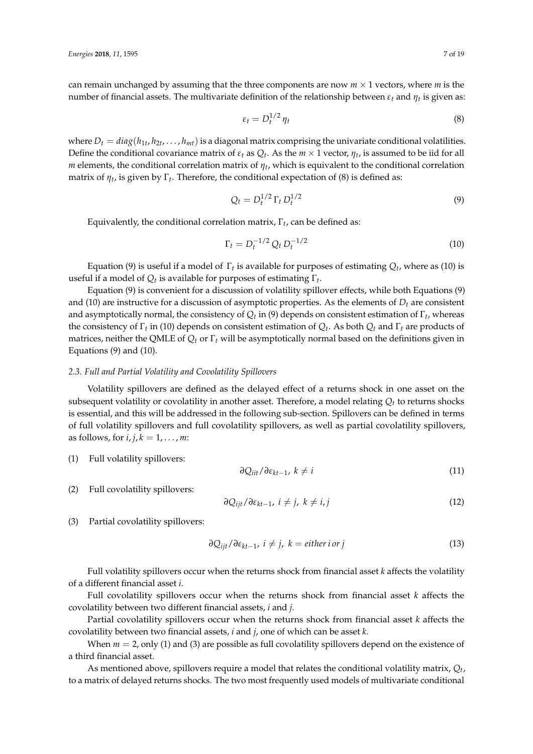can remain unchanged by assuming that the three components are now $m \times 1$ vectors, where $m$ is the number of financial assets. The multivariate definition of the relationship between $\varepsilon_t$ and $\eta_t$ is given as:

$$\varepsilon_t = D_t^{1/2} \eta_t \tag{8}$$

where $D_t = diag(h_{1t}, h_{2t}, \ldots, h_{mt})$ is a diagonal matrix comprising the univariate conditional volatilities. Define the conditional covariance matrix of $\varepsilon_t$ as $Q_t$. As the $m \times 1$ vector, $\eta_t$, is assumed to be iid for all $m$ elements, the conditional correlation matrix of $\eta_t$, which is equivalent to the conditional correlation matrix of $\eta_t$, is given by $\Gamma_t$. Therefore, the conditional expectation of (8) is defined as:

$$Q_t = D_t^{1/2} \, \Gamma_t \, D_t^{1/2} \tag{9}$$

Equivalently, the conditional correlation matrix, $\Gamma_t$, can be defined as:

$$\Gamma_t = D_t^{-1/2} \, Q_t \, D_t^{-1/2} \tag{10}$$

Equation (9) is useful if a model of $\Gamma_t$ is available for purposes of estimating $Q_t$, where as (10) is useful if a model of $Q_t$ is available for purposes of estimating $\Gamma_t$.

Equation (9) is convenient for a discussion of volatility spillover effects, while both Equations (9) and (10) are instructive for a discussion of asymptotic properties. As the elements of $D_t$ are consistent and asymptotically normal, the consistency of $Q_t$ in (9) depends on consistent estimation of $\Gamma_t$, whereas the consistency of $\Gamma_t$ in (10) depends on consistent estimation of $Q_t$. As both $Q_t$ and $\Gamma_t$ are products of matrices, neither the QMLE of $Q_t$ or $\Gamma_t$ will be asymptotically normal based on the definitions given in Equations (9) and (10).

### 2.3. Full and Partial Volatility and Covolatility Spillovers

Volatility spillovers are defined as the delayed effect of a returns shock in one asset on the subsequent volatility or covolatility in another asset. Therefore, a model relating $Q_t$ to returns shocks is essential, and this will be addressed in the following sub-section. Spillovers can be defined in terms of full volatility spillovers and full covolatility spillovers, as well as partial covolatility spillovers, as follows, for $i, j, k = 1, \ldots, m$:

(1) Full volatility spillovers:

$$\partial Q_{iit} / \partial \varepsilon_{kt-1}, \; k \neq i \tag{11}$$

(2) Full covolatility spillovers:

$$\partial Q_{ijt} / \partial \varepsilon_{kt-1}, \; i \neq j, \; k \neq i, j \tag{12}$$

(3) Partial covolatility spillovers:

$$\partial Q_{ijt} / \partial \varepsilon_{kt-1}, \; i \neq j, \; k = either \, i \, or \, j \tag{13}$$

Full volatility spillovers occur when the returns shock from financial asset $k$ affects the volatility of a different financial asset $i$.

Full covolatility spillovers occur when the returns shock from financial asset $k$ affects the covolatility between two different financial assets, $i$ and $j$.

Partial covolatility spillovers occur when the returns shock from financial asset $k$ affects the covolatility between two financial assets, $i$ and $j$, one of which can be asset $k$.

When $m = 2$, only (1) and (3) are possible as full covolatility spillovers depend on the existence of a third financial asset.

As mentioned above, spillovers require a model that relates the conditional volatility matrix, $Q_t$, to a matrix of delayed returns shocks. The two most frequently used models of multivariate conditional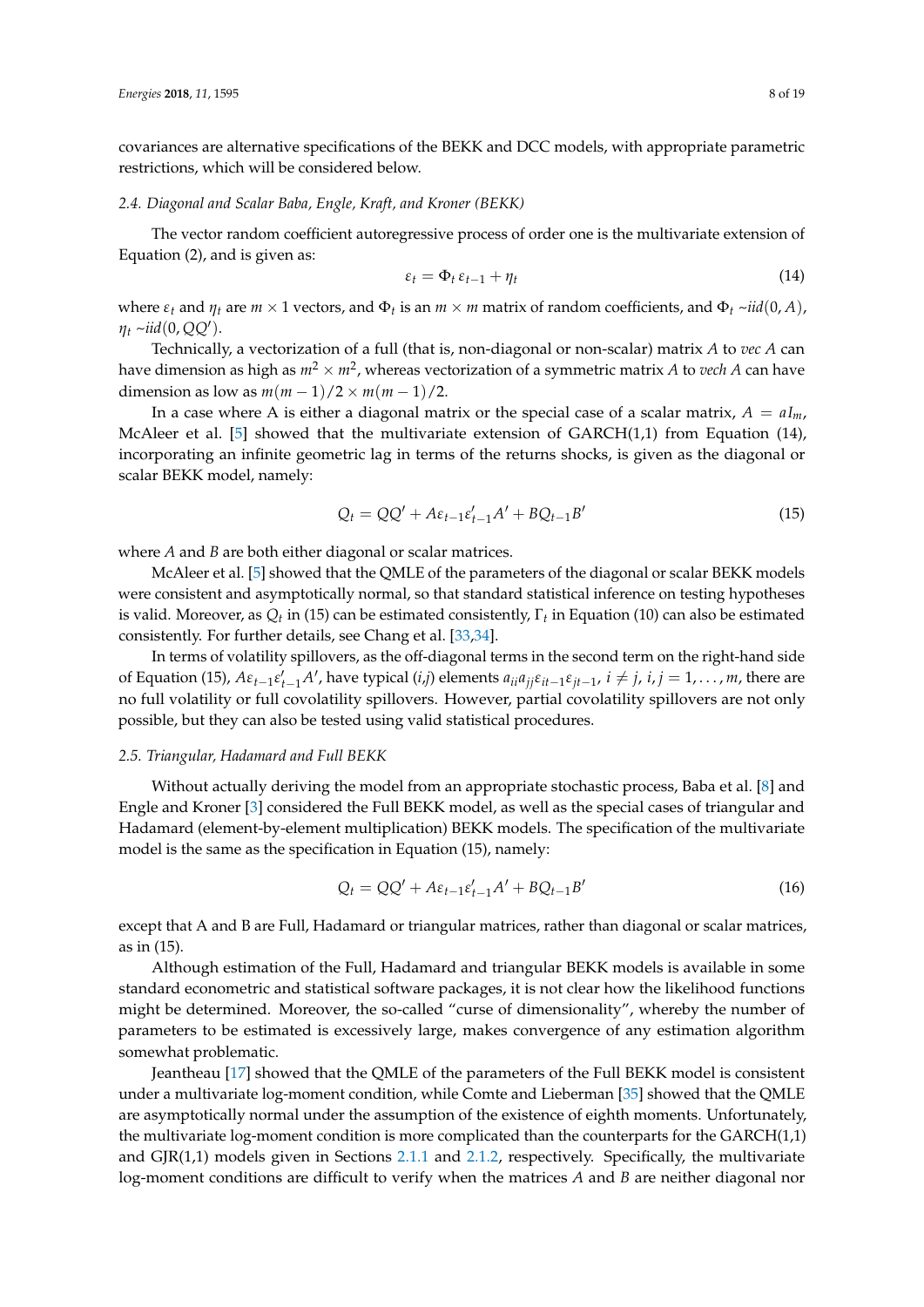covariances are alternative specifications of the BEKK and DCC models, with appropriate parametric restrictions, which will be considered below.

### 2.4. Diagonal and Scalar Baba, Engle, Kraft, and Kroner (BEKK)

The vector random coefficient autoregressive process of order one is the multivariate extension of Equation (2), and is given as:

$$\varepsilon_t = \Phi_t \varepsilon_{t-1} + \eta_t \tag{14}$$

where $\varepsilon_t$ and $\eta_t$ are $m \times 1$ vectors, and $\Phi_t$ is an $m \times m$ matrix of random coefficients, and $\Phi_t \sim iid(0, A)$, $\eta_t \sim iid(0, QQ')$.

Technically, a vectorization of a full (that is, non-diagonal or non-scalar) matrix $A$ to *vec* $A$ can have dimension as high as $m^2 \times m^2$, whereas vectorization of a symmetric matrix $A$ to *vech* $A$ can have dimension as low as $m(m-1)/2 \times m(m-1)/2$.

In a case where A is either a diagonal matrix or the special case of a scalar matrix, $A = aI_m$, McAleer et al. [5] showed that the multivariate extension of GARCH(1,1) from Equation (14), incorporating an infinite geometric lag in terms of the returns shocks, is given as the diagonal or scalar BEKK model, namely:

$$Q_t = QQ' + A\varepsilon_{t-1}\varepsilon'_{t-1}A' + BQ_{t-1}B' \tag{15}$$

where $A$ and $B$ are both either diagonal or scalar matrices.

McAleer et al. [5] showed that the QMLE of the parameters of the diagonal or scalar BEKK models were consistent and asymptotically normal, so that standard statistical inference on testing hypotheses is valid. Moreover, as $Q_t$ in (15) can be estimated consistently, $\Gamma_t$ in Equation (10) can also be estimated consistently. For further details, see Chang et al. [33,34].

In terms of volatility spillovers, as the off-diagonal terms in the second term on the right-hand side of Equation (15), $A\varepsilon_{t-1}\varepsilon'_{t-1}A'$, have typical $(i,j)$ elements $a_{ii}a_{jj}\varepsilon_{it-1}\varepsilon_{jt-1}$, $i \neq j$, $i, j = 1, \ldots, m$, there are no full volatility or full covolatility spillovers. However, partial covolatility spillovers are not only possible, but they can also be tested using valid statistical procedures.

### 2.5. Triangular, Hadamard and Full BEKK

Without actually deriving the model from an appropriate stochastic process, Baba et al. [8] and Engle and Kroner [3] considered the Full BEKK model, as well as the special cases of triangular and Hadamard (element-by-element multiplication) BEKK models. The specification of the multivariate model is the same as the specification in Equation (15), namely:

$$Q_t = QQ' + A\varepsilon_{t-1}\varepsilon'_{t-1}A' + BQ_{t-1}B' \tag{16}$$

except that A and B are Full, Hadamard or triangular matrices, rather than diagonal or scalar matrices, as in (15).

Although estimation of the Full, Hadamard and triangular BEKK models is available in some standard econometric and statistical software packages, it is not clear how the likelihood functions might be determined. Moreover, the so-called "curse of dimensionality", whereby the number of parameters to be estimated is excessively large, makes convergence of any estimation algorithm somewhat problematic.

Jeantheau [17] showed that the QMLE of the parameters of the Full BEKK model is consistent under a multivariate log-moment condition, while Comte and Lieberman [35] showed that the QMLE are asymptotically normal under the assumption of the existence of eighth moments. Unfortunately, the multivariate log-moment condition is more complicated than the counterparts for the GARCH(1,1) and GJR(1,1) models given in Sections 2.1.1 and 2.1.2, respectively. Specifically, the multivariate log-moment conditions are difficult to verify when the matrices $A$ and $B$ are neither diagonal nor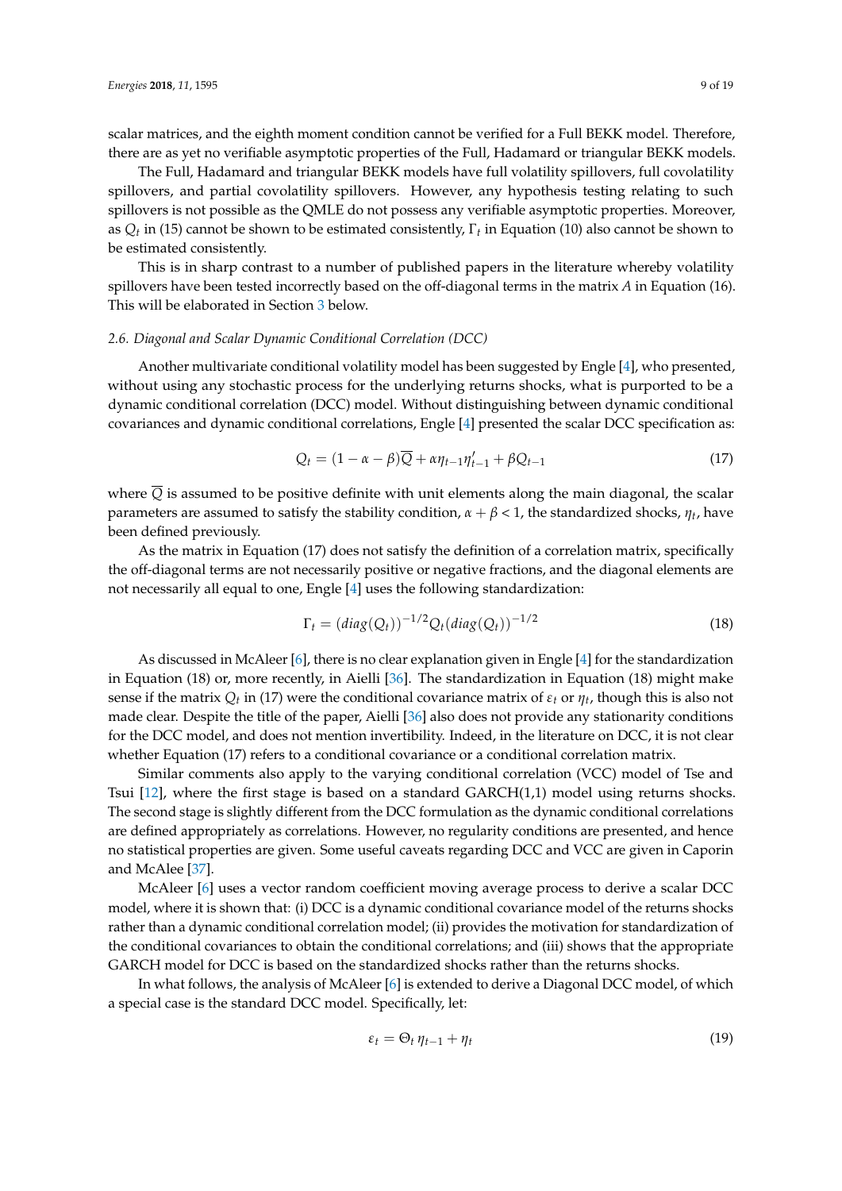scalar matrices, and the eighth moment condition cannot be verified for a Full BEKK model. Therefore, there are as yet no verifiable asymptotic properties of the Full, Hadamard or triangular BEKK models.

The Full, Hadamard and triangular BEKK models have full volatility spillovers, full covolatility spillovers, and partial covolatility spillovers. However, any hypothesis testing relating to such spillovers is not possible as the QMLE do not possess any verifiable asymptotic properties. Moreover, as $Q_t$ in (15) cannot be shown to be estimated consistently, $\Gamma_t$ in Equation (10) also cannot be shown to be estimated consistently.

This is in sharp contrast to a number of published papers in the literature whereby volatility spillovers have been tested incorrectly based on the off-diagonal terms in the matrix $A$ in Equation (16). This will be elaborated in Section 3 below.

### *2.6. Diagonal and Scalar Dynamic Conditional Correlation (DCC)*

Another multivariate conditional volatility model has been suggested by Engle [4], who presented, without using any stochastic process for the underlying returns shocks, what is purported to be a dynamic conditional correlation (DCC) model. Without distinguishing between dynamic conditional covariances and dynamic conditional correlations, Engle [4] presented the scalar DCC specification as:

$$Q_t = (1 - \alpha - \beta)\overline{Q} + \alpha \eta_{t-1}\eta'_{t-1} + \beta Q_{t-1} \tag{17}$$

where $\overline{Q}$ is assumed to be positive definite with unit elements along the main diagonal, the scalar parameters are assumed to satisfy the stability condition, $\alpha + \beta < 1$, the standardized shocks, $\eta_t$, have been defined previously.

As the matrix in Equation (17) does not satisfy the definition of a correlation matrix, specifically the off-diagonal terms are not necessarily positive or negative fractions, and the diagonal elements are not necessarily all equal to one, Engle [4] uses the following standardization:

$$\Gamma_t = (diag(Q_t))^{-1/2} Q_t (diag(Q_t))^{-1/2} \tag{18}$$

As discussed in McAleer [6], there is no clear explanation given in Engle [4] for the standardization in Equation (18) or, more recently, in Aielli [36]. The standardization in Equation (18) might make sense if the matrix $Q_t$ in (17) were the conditional covariance matrix of $\varepsilon_t$ or $\eta_t$, though this is also not made clear. Despite the title of the paper, Aielli [36] also does not provide any stationarity conditions for the DCC model, and does not mention invertibility. Indeed, in the literature on DCC, it is not clear whether Equation (17) refers to a conditional covariance or a conditional correlation matrix.

Similar comments also apply to the varying conditional correlation (VCC) model of Tse and Tsui [12], where the first stage is based on a standard GARCH(1,1) model using returns shocks. The second stage is slightly different from the DCC formulation as the dynamic conditional correlations are defined appropriately as correlations. However, no regularity conditions are presented, and hence no statistical properties are given. Some useful caveats regarding DCC and VCC are given in Caporin and McAlee [37].

McAleer [6] uses a vector random coefficient moving average process to derive a scalar DCC model, where it is shown that: (i) DCC is a dynamic conditional covariance model of the returns shocks rather than a dynamic conditional correlation model; (ii) provides the motivation for standardization of the conditional covariances to obtain the conditional correlations; and (iii) shows that the appropriate GARCH model for DCC is based on the standardized shocks rather than the returns shocks.

In what follows, the analysis of McAleer [6] is extended to derive a Diagonal DCC model, of which a special case is the standard DCC model. Specifically, let:

$$\varepsilon_t = \Theta_t \, \eta_{t-1} + \eta_t \tag{19}$$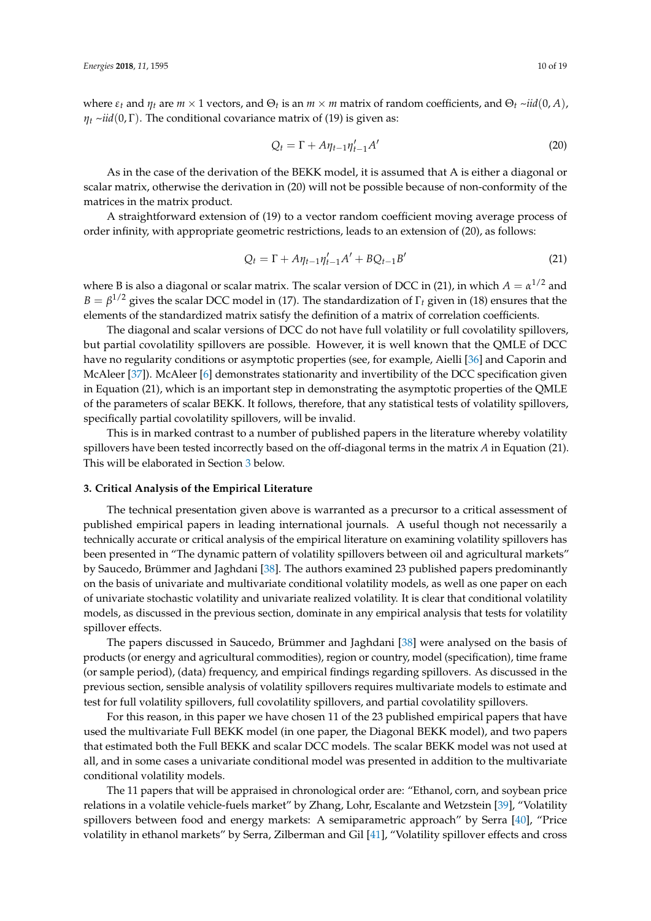where $\varepsilon_t$ and $\eta_t$ are $m \times 1$ vectors, and $\Theta_t$ is an $m \times m$ matrix of random coefficients, and $\Theta_t \sim iid(0, A)$, $\eta_t \sim iid(0, \Gamma)$. The conditional covariance matrix of (19) is given as:

$$Q_t = \Gamma + A\eta_{t-1}\eta'_{t-1}A' \tag{20}$$

As in the case of the derivation of the BEKK model, it is assumed that A is either a diagonal or scalar matrix, otherwise the derivation in (20) will not be possible because of non-conformity of the matrices in the matrix product.

A straightforward extension of (19) to a vector random coefficient moving average process of order infinity, with appropriate geometric restrictions, leads to an extension of (20), as follows:

$$Q_t = \Gamma + A\eta_{t-1}\eta'_{t-1}A' + BQ_{t-1}B' \tag{21}$$

where B is also a diagonal or scalar matrix. The scalar version of DCC in (21), in which $A = \alpha^{1/2}$ and $B = \beta^{1/2}$ gives the scalar DCC model in (17). The standardization of $\Gamma_t$ given in (18) ensures that the elements of the standardized matrix satisfy the definition of a matrix of correlation coefficients.

The diagonal and scalar versions of DCC do not have full volatility or full covolatility spillovers, but partial covolatility spillovers are possible. However, it is well known that the QMLE of DCC have no regularity conditions or asymptotic properties (see, for example, Aielli [36] and Caporin and McAleer [37]). McAleer [6] demonstrates stationarity and invertibility of the DCC specification given in Equation (21), which is an important step in demonstrating the asymptotic properties of the QMLE of the parameters of scalar BEKK. It follows, therefore, that any statistical tests of volatility spillovers, specifically partial covolatility spillovers, will be invalid.

This is in marked contrast to a number of published papers in the literature whereby volatility spillovers have been tested incorrectly based on the off-diagonal terms in the matrix $A$ in Equation (21). This will be elaborated in Section 3 below.

## 3. Critical Analysis of the Empirical Literature

The technical presentation given above is warranted as a precursor to a critical assessment of published empirical papers in leading international journals. A useful though not necessarily a technically accurate or critical analysis of the empirical literature on examining volatility spillovers has been presented in "The dynamic pattern of volatility spillovers between oil and agricultural markets" by Saucedo, Brümmer and Jaghdani [38]. The authors examined 23 published papers predominantly on the basis of univariate and multivariate conditional volatility models, as well as one paper on each of univariate stochastic volatility and univariate realized volatility. It is clear that conditional volatility models, as discussed in the previous section, dominate in any empirical analysis that tests for volatility spillover effects.

The papers discussed in Saucedo, Brümmer and Jaghdani [38] were analysed on the basis of products (or energy and agricultural commodities), region or country, model (specification), time frame (or sample period), (data) frequency, and empirical findings regarding spillovers. As discussed in the previous section, sensible analysis of volatility spillovers requires multivariate models to estimate and test for full volatility spillovers, full covolatility spillovers, and partial covolatility spillovers.

For this reason, in this paper we have chosen 11 of the 23 published empirical papers that have used the multivariate Full BEKK model (in one paper, the Diagonal BEKK model), and two papers that estimated both the Full BEKK and scalar DCC models. The scalar BEKK model was not used at all, and in some cases a univariate conditional model was presented in addition to the multivariate conditional volatility models.

The 11 papers that will be appraised in chronological order are: "Ethanol, corn, and soybean price relations in a volatile vehicle-fuels market" by Zhang, Lohr, Escalante and Wetzstein [39], "Volatility spillovers between food and energy markets: A semiparametric approach" by Serra [40], "Price volatility in ethanol markets" by Serra, Zilberman and Gil [41], "Volatility spillover effects and cross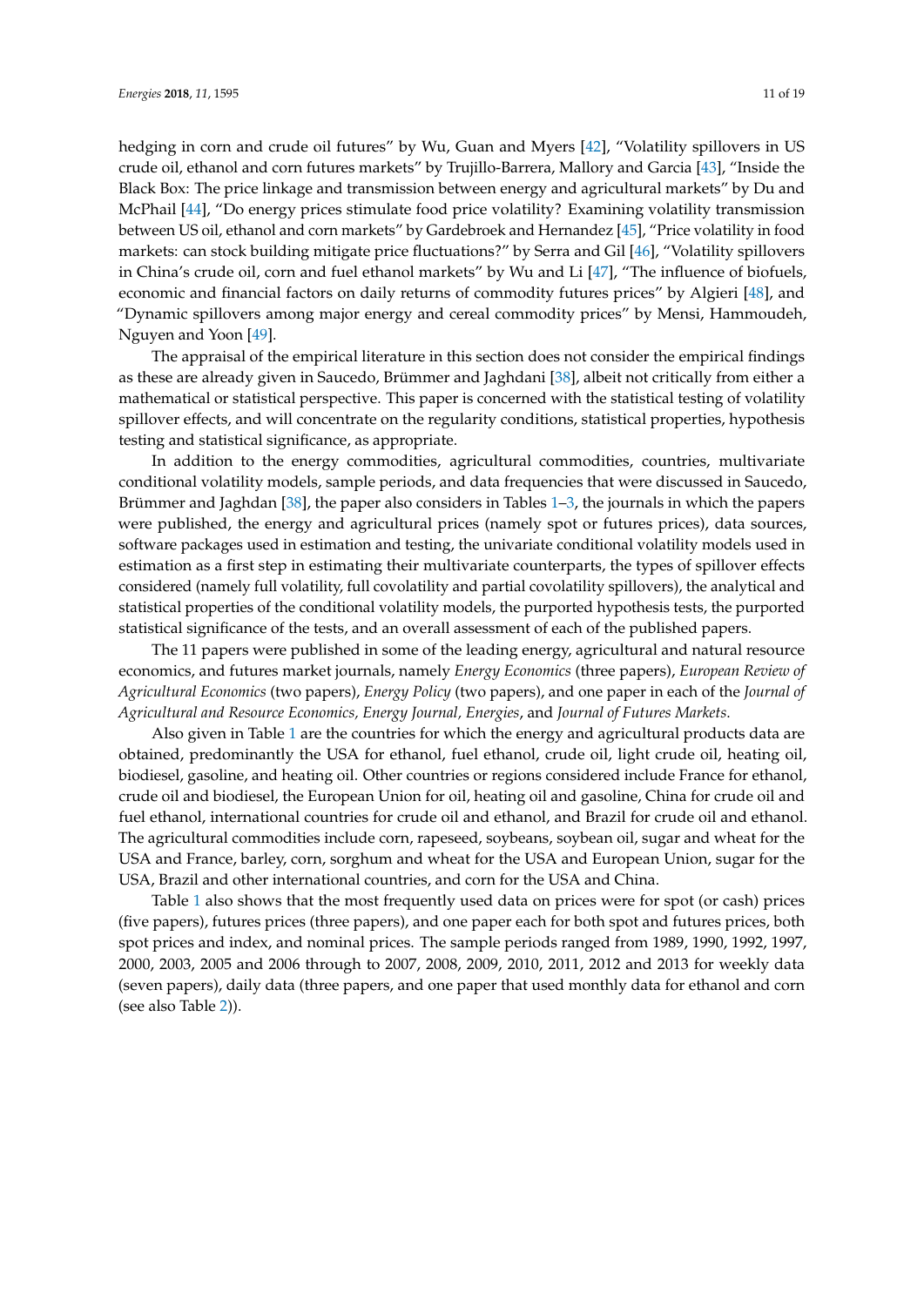hedging in corn and crude oil futures" by Wu, Guan and Myers [42], "Volatility spillovers in US crude oil, ethanol and corn futures markets" by Trujillo-Barrera, Mallory and Garcia [43], "Inside the Black Box: The price linkage and transmission between energy and agricultural markets" by Du and McPhail [44], "Do energy prices stimulate food price volatility? Examining volatility transmission between US oil, ethanol and corn markets" by Gardebroek and Hernandez [45], "Price volatility in food markets: can stock building mitigate price fluctuations?" by Serra and Gil [46], "Volatility spillovers in China's crude oil, corn and fuel ethanol markets" by Wu and Li [47], "The influence of biofuels, economic and financial factors on daily returns of commodity futures prices" by Algieri [48], and "Dynamic spillovers among major energy and cereal commodity prices" by Mensi, Hammoudeh, Nguyen and Yoon [49].

The appraisal of the empirical literature in this section does not consider the empirical findings as these are already given in Saucedo, Brümmer and Jaghdani [38], albeit not critically from either a mathematical or statistical perspective. This paper is concerned with the statistical testing of volatility spillover effects, and will concentrate on the regularity conditions, statistical properties, hypothesis testing and statistical significance, as appropriate.

In addition to the energy commodities, agricultural commodities, countries, multivariate conditional volatility models, sample periods, and data frequencies that were discussed in Saucedo, Brümmer and Jaghdan [38], the paper also considers in Tables 1–3, the journals in which the papers were published, the energy and agricultural prices (namely spot or futures prices), data sources, software packages used in estimation and testing, the univariate conditional volatility models used in estimation as a first step in estimating their multivariate counterparts, the types of spillover effects considered (namely full volatility, full covolatility and partial covolatility spillovers), the analytical and statistical properties of the conditional volatility models, the purported hypothesis tests, the purported statistical significance of the tests, and an overall assessment of each of the published papers.

The 11 papers were published in some of the leading energy, agricultural and natural resource economics, and futures market journals, namely *Energy Economics* (three papers), *European Review of Agricultural Economics* (two papers), *Energy Policy* (two papers), and one paper in each of the *Journal of Agricultural and Resource Economics, Energy Journal, Energies*, and *Journal of Futures Markets*.

Also given in Table 1 are the countries for which the energy and agricultural products data are obtained, predominantly the USA for ethanol, fuel ethanol, crude oil, light crude oil, heating oil, biodiesel, gasoline, and heating oil. Other countries or regions considered include France for ethanol, crude oil and biodiesel, the European Union for oil, heating oil and gasoline, China for crude oil and fuel ethanol, international countries for crude oil and ethanol, and Brazil for crude oil and ethanol. The agricultural commodities include corn, rapeseed, soybeans, soybean oil, sugar and wheat for the USA and France, barley, corn, sorghum and wheat for the USA and European Union, sugar for the USA, Brazil and other international countries, and corn for the USA and China.

Table 1 also shows that the most frequently used data on prices were for spot (or cash) prices (five papers), futures prices (three papers), and one paper each for both spot and futures prices, both spot prices and index, and nominal prices. The sample periods ranged from 1989, 1990, 1992, 1997, 2000, 2003, 2005 and 2006 through to 2007, 2008, 2009, 2010, 2011, 2012 and 2013 for weekly data (seven papers), daily data (three papers, and one paper that used monthly data for ethanol and corn (see also Table 2)).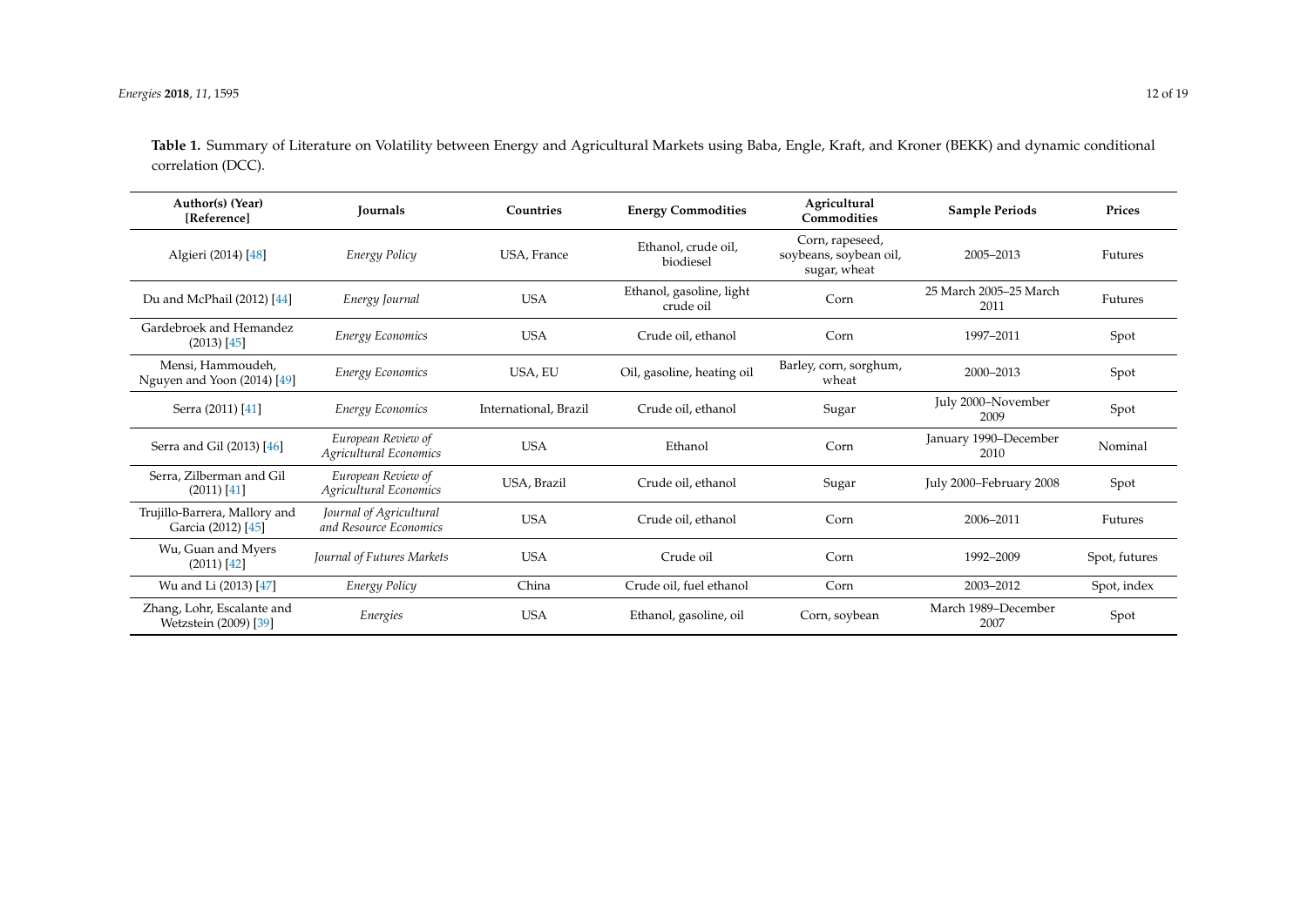**Table 1.** Summary of Literature on Volatility between Energy and Agricultural Markets using Baba, Engle, Kraft, and Kroner (BEKK) and dynamic conditional correlation (DCC).

| Author(s) (Year) [Reference] | Journals | Countries | Energy Commodities | Agricultural Commodities | Sample Periods | Prices |
|---|---|---|---|---|---|---|
| Algieri (2014) [48] | *Energy Policy* | USA, France | Ethanol, crude oil, biodiesel | Corn, rapeseed, soybeans, soybean oil, sugar, wheat | 2005–2013 | Futures |
| Du and McPhail (2012) [44] | *Energy Journal* | USA | Ethanol, gasoline, light crude oil | Corn | 25 March 2005–25 March 2011 | Futures |
| Gardebroek and Hemandez (2013) [45] | *Energy Economics* | USA | Crude oil, ethanol | Corn | 1997–2011 | Spot |
| Mensi, Hammoudeh, Nguyen and Yoon (2014) [49] | *Energy Economics* | USA, EU | Oil, gasoline, heating oil | Barley, corn, sorghum, wheat | 2000–2013 | Spot |
| Serra (2011) [41] | *Energy Economics* | International, Brazil | Crude oil, ethanol | Sugar | July 2000–November 2009 | Spot |
| Serra and Gil (2013) [46] | *European Review of Agricultural Economics* | USA | Ethanol | Corn | January 1990–December 2010 | Nominal |
| Serra, Zilberman and Gil (2011) [41] | *European Review of Agricultural Economics* | USA, Brazil | Crude oil, ethanol | Sugar | July 2000–February 2008 | Spot |
| Trujillo-Barrera, Mallory and Garcia (2012) [45] | *Journal of Agricultural and Resource Economics* | USA | Crude oil, ethanol | Corn | 2006–2011 | Futures |
| Wu, Guan and Myers (2011) [42] | *Journal of Futures Markets* | USA | Crude oil | Corn | 1992–2009 | Spot, futures |
| Wu and Li (2013) [47] | *Energy Policy* | China | Crude oil, fuel ethanol | Corn | 2003–2012 | Spot, index |
| Zhang, Lohr, Escalante and Wetzstein (2009) [39] | *Energies* | USA | Ethanol, gasoline, oil | Corn, soybean | March 1989–December 2007 | Spot |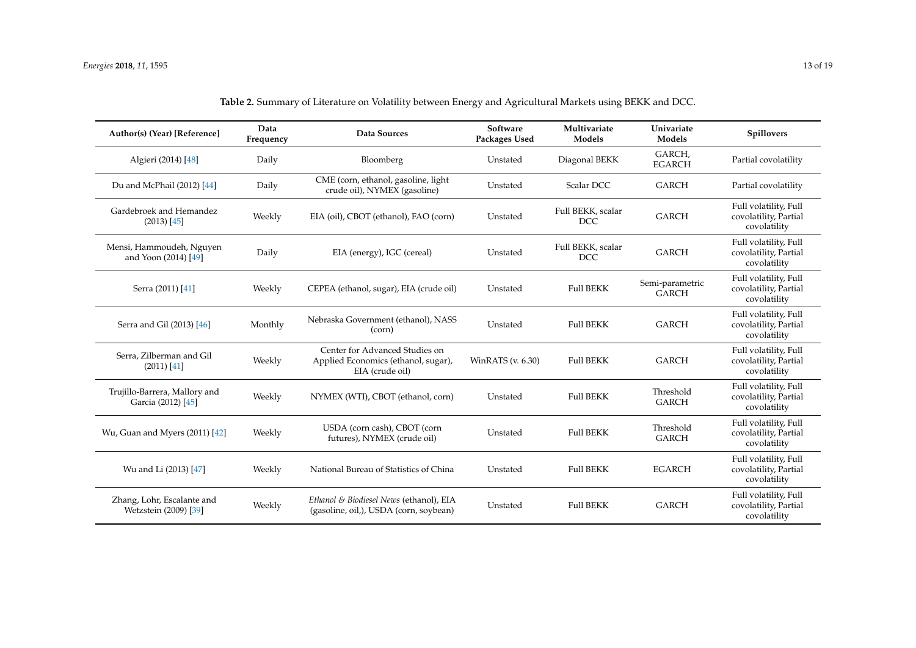**Table 2.** Summary of Literature on Volatility between Energy and Agricultural Markets using BEKK and DCC.

| Author(s) (Year) [Reference] | Data Frequency | Data Sources | Software Packages Used | Multivariate Models | Univariate Models | Spillovers |
|---|---|---|---|---|---|---|
| Algieri (2014) [48] | Daily | Bloomberg | Unstated | Diagonal BEKK | GARCH, EGARCH | Partial covolatility |
| Du and McPhail (2012) [44] | Daily | CME (corn, ethanol, gasoline, light crude oil), NYMEX (gasoline) | Unstated | Scalar DCC | GARCH | Partial covolatility |
| Gardebroek and Hemandez (2013) [45] | Weekly | EIA (oil), CBOT (ethanol), FAO (corn) | Unstated | Full BEKK, scalar DCC | GARCH | Full volatility, Full covolatility, Partial covolatility |
| Mensi, Hammoudeh, Nguyen and Yoon (2014) [49] | Daily | EIA (energy), IGC (cereal) | Unstated | Full BEKK, scalar DCC | GARCH | Full volatility, Full covolatility, Partial covolatility |
| Serra (2011) [41] | Weekly | CEPEA (ethanol, sugar), EIA (crude oil) | Unstated | Full BEKK | Semi-parametric GARCH | Full volatility, Full covolatility, Partial covolatility |
| Serra and Gil (2013) [46] | Monthly | Nebraska Government (ethanol), NASS (corn) | Unstated | Full BEKK | GARCH | Full volatility, Full covolatility, Partial covolatility |
| Serra, Zilberman and Gil (2011) [41] | Weekly | Center for Advanced Studies on Applied Economics (ethanol, sugar), EIA (crude oil) | WinRATS (v. 6.30) | Full BEKK | GARCH | Full volatility, Full covolatility, Partial covolatility |
| Trujillo-Barrera, Mallory and Garcia (2012) [45] | Weekly | NYMEX (WTI), CBOT (ethanol, corn) | Unstated | Full BEKK | Threshold GARCH | Full volatility, Full covolatility, Partial covolatility |
| Wu, Guan and Myers (2011) [42] | Weekly | USDA (corn cash), CBOT (corn futures), NYMEX (crude oil) | Unstated | Full BEKK | Threshold GARCH | Full volatility, Full covolatility, Partial covolatility |
| Wu and Li (2013) [47] | Weekly | National Bureau of Statistics of China | Unstated | Full BEKK | EGARCH | Full volatility, Full covolatility, Partial covolatility |
| Zhang, Lohr, Escalante and Wetzstein (2009) [39] | Weekly | *Ethanol & Biodiesel News* (ethanol), EIA (gasoline, oil,), USDA (corn, soybean) | Unstated | Full BEKK | GARCH | Full volatility, Full covolatility, Partial covolatility |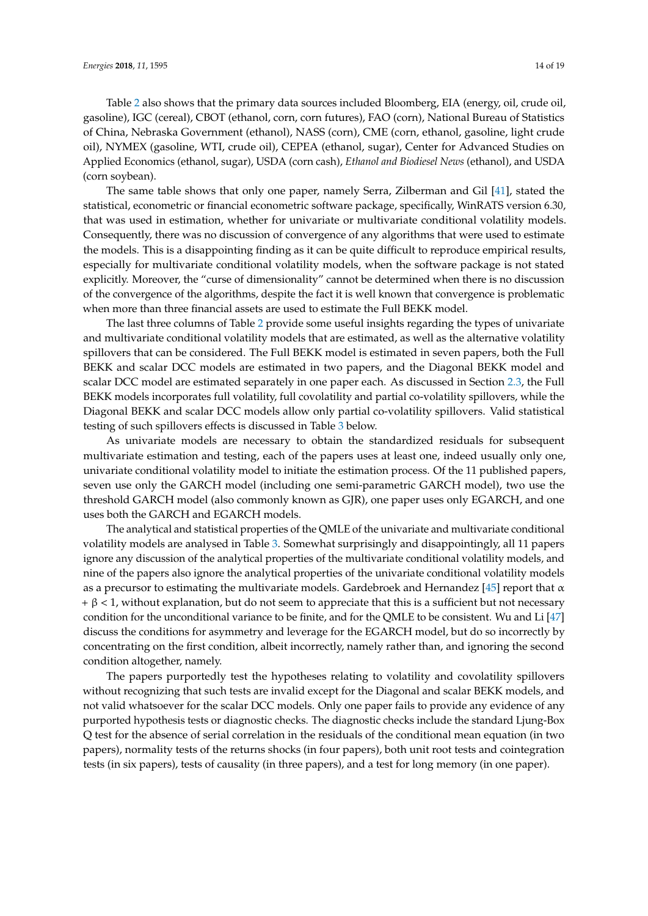Table 2 also shows that the primary data sources included Bloomberg, EIA (energy, oil, crude oil, gasoline), IGC (cereal), CBOT (ethanol, corn, corn futures), FAO (corn), National Bureau of Statistics of China, Nebraska Government (ethanol), NASS (corn), CME (corn, ethanol, gasoline, light crude oil), NYMEX (gasoline, WTI, crude oil), CEPEA (ethanol, sugar), Center for Advanced Studies on Applied Economics (ethanol, sugar), USDA (corn cash), *Ethanol and Biodiesel News* (ethanol), and USDA (corn soybean).

The same table shows that only one paper, namely Serra, Zilberman and Gil [41], stated the statistical, econometric or financial econometric software package, specifically, WinRATS version 6.30, that was used in estimation, whether for univariate or multivariate conditional volatility models. Consequently, there was no discussion of convergence of any algorithms that were used to estimate the models. This is a disappointing finding as it can be quite difficult to reproduce empirical results, especially for multivariate conditional volatility models, when the software package is not stated explicitly. Moreover, the "curse of dimensionality" cannot be determined when there is no discussion of the convergence of the algorithms, despite the fact it is well known that convergence is problematic when more than three financial assets are used to estimate the Full BEKK model.

The last three columns of Table 2 provide some useful insights regarding the types of univariate and multivariate conditional volatility models that are estimated, as well as the alternative volatility spillovers that can be considered. The Full BEKK model is estimated in seven papers, both the Full BEKK and scalar DCC models are estimated in two papers, and the Diagonal BEKK model and scalar DCC model are estimated separately in one paper each. As discussed in Section 2.3, the Full BEKK models incorporates full volatility, full covolatility and partial co-volatility spillovers, while the Diagonal BEKK and scalar DCC models allow only partial co-volatility spillovers. Valid statistical testing of such spillovers effects is discussed in Table 3 below.

As univariate models are necessary to obtain the standardized residuals for subsequent multivariate estimation and testing, each of the papers uses at least one, indeed usually only one, univariate conditional volatility model to initiate the estimation process. Of the 11 published papers, seven use only the GARCH model (including one semi-parametric GARCH model), two use the threshold GARCH model (also commonly known as GJR), one paper uses only EGARCH, and one uses both the GARCH and EGARCH models.

The analytical and statistical properties of the QMLE of the univariate and multivariate conditional volatility models are analysed in Table 3. Somewhat surprisingly and disappointingly, all 11 papers ignore any discussion of the analytical properties of the multivariate conditional volatility models, and nine of the papers also ignore the analytical properties of the univariate conditional volatility models as a precursor to estimating the multivariate models. Gardebroek and Hernandez [45] report that $\alpha + \beta < 1$, without explanation, but do not seem to appreciate that this is a sufficient but not necessary condition for the unconditional variance to be finite, and for the QMLE to be consistent. Wu and Li [47] discuss the conditions for asymmetry and leverage for the EGARCH model, but do so incorrectly by concentrating on the first condition, albeit incorrectly, namely rather than, and ignoring the second condition altogether, namely.

The papers purportedly test the hypotheses relating to volatility and covolatility spillovers without recognizing that such tests are invalid except for the Diagonal and scalar BEKK models, and not valid whatsoever for the scalar DCC models. Only one paper fails to provide any evidence of any purported hypothesis tests or diagnostic checks. The diagnostic checks include the standard Ljung-Box Q test for the absence of serial correlation in the residuals of the conditional mean equation (in two papers), normality tests of the returns shocks (in four papers), both unit root tests and cointegration tests (in six papers), tests of causality (in three papers), and a test for long memory (in one paper).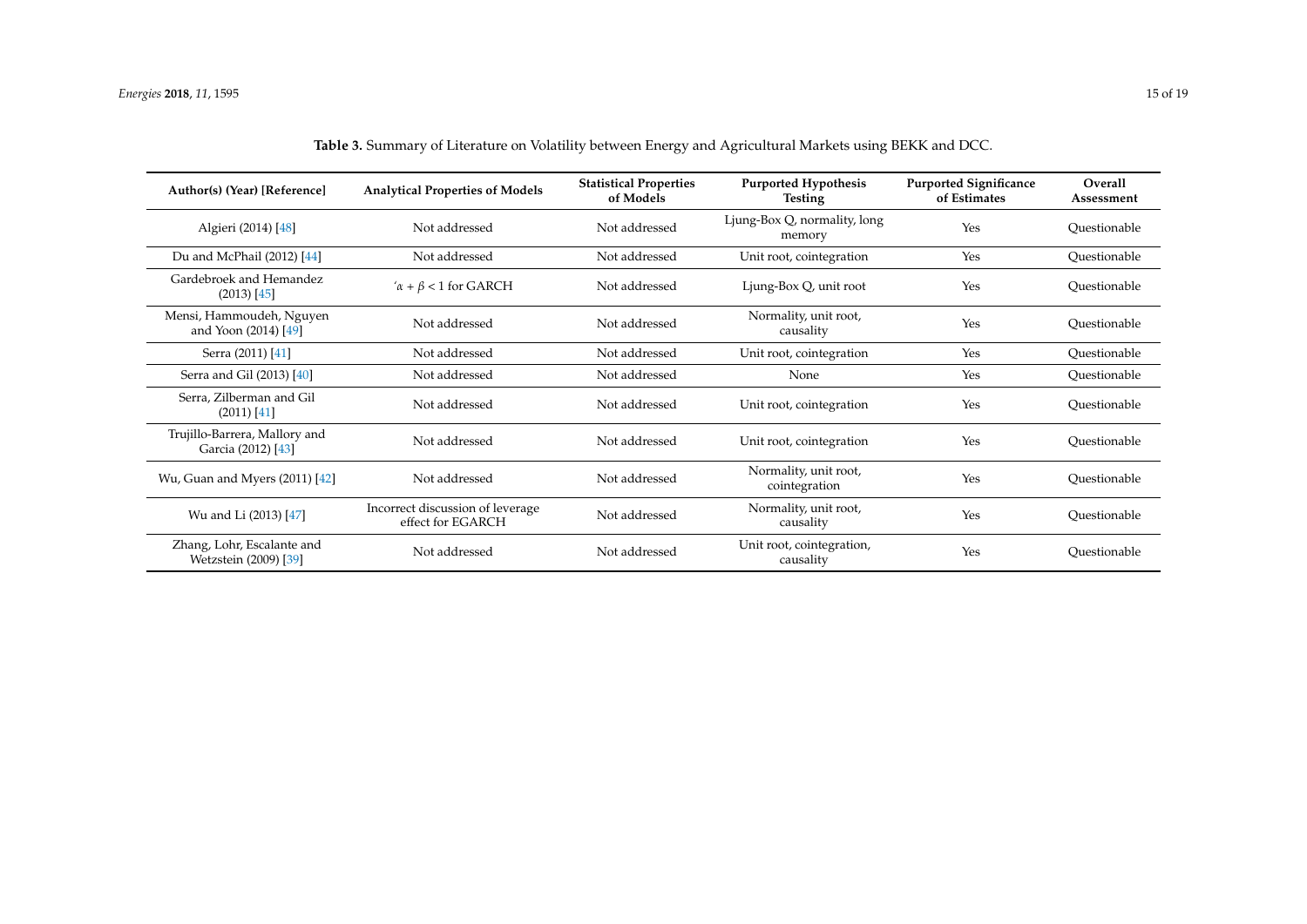**Table 3.** Summary of Literature on Volatility between Energy and Agricultural Markets using BEKK and DCC.

| Author(s) (Year) [Reference] | Analytical Properties of Models | Statistical Properties of Models | Purported Hypothesis Testing | Purported Significance of Estimates | Overall Assessment |
|---|---|---|---|---|---|
| Algieri (2014) [48] | Not addressed | Not addressed | Ljung-Box Q, normality, long memory | Yes | Questionable |
| Du and McPhail (2012) [44] | Not addressed | Not addressed | Unit root, cointegration | Yes | Questionable |
| Gardebroek and Hemandez (2013) [45] | ′$\alpha + \beta < 1$ for GARCH | Not addressed | Ljung-Box Q, unit root | Yes | Questionable |
| Mensi, Hammoudeh, Nguyen and Yoon (2014) [49] | Not addressed | Not addressed | Normality, unit root, causality | Yes | Questionable |
| Serra (2011) [41] | Not addressed | Not addressed | Unit root, cointegration | Yes | Questionable |
| Serra and Gil (2013) [40] | Not addressed | Not addressed | None | Yes | Questionable |
| Serra, Zilberman and Gil (2011) [41] | Not addressed | Not addressed | Unit root, cointegration | Yes | Questionable |
| Trujillo-Barrera, Mallory and Garcia (2012) [43] | Not addressed | Not addressed | Unit root, cointegration | Yes | Questionable |
| Wu, Guan and Myers (2011) [42] | Not addressed | Not addressed | Normality, unit root, cointegration | Yes | Questionable |
| Wu and Li (2013) [47] | Incorrect discussion of leverage effect for EGARCH | Not addressed | Normality, unit root, causality | Yes | Questionable |
| Zhang, Lohr, Escalante and Wetzstein (2009) [39] | Not addressed | Not addressed | Unit root, cointegration, causality | Yes | Questionable |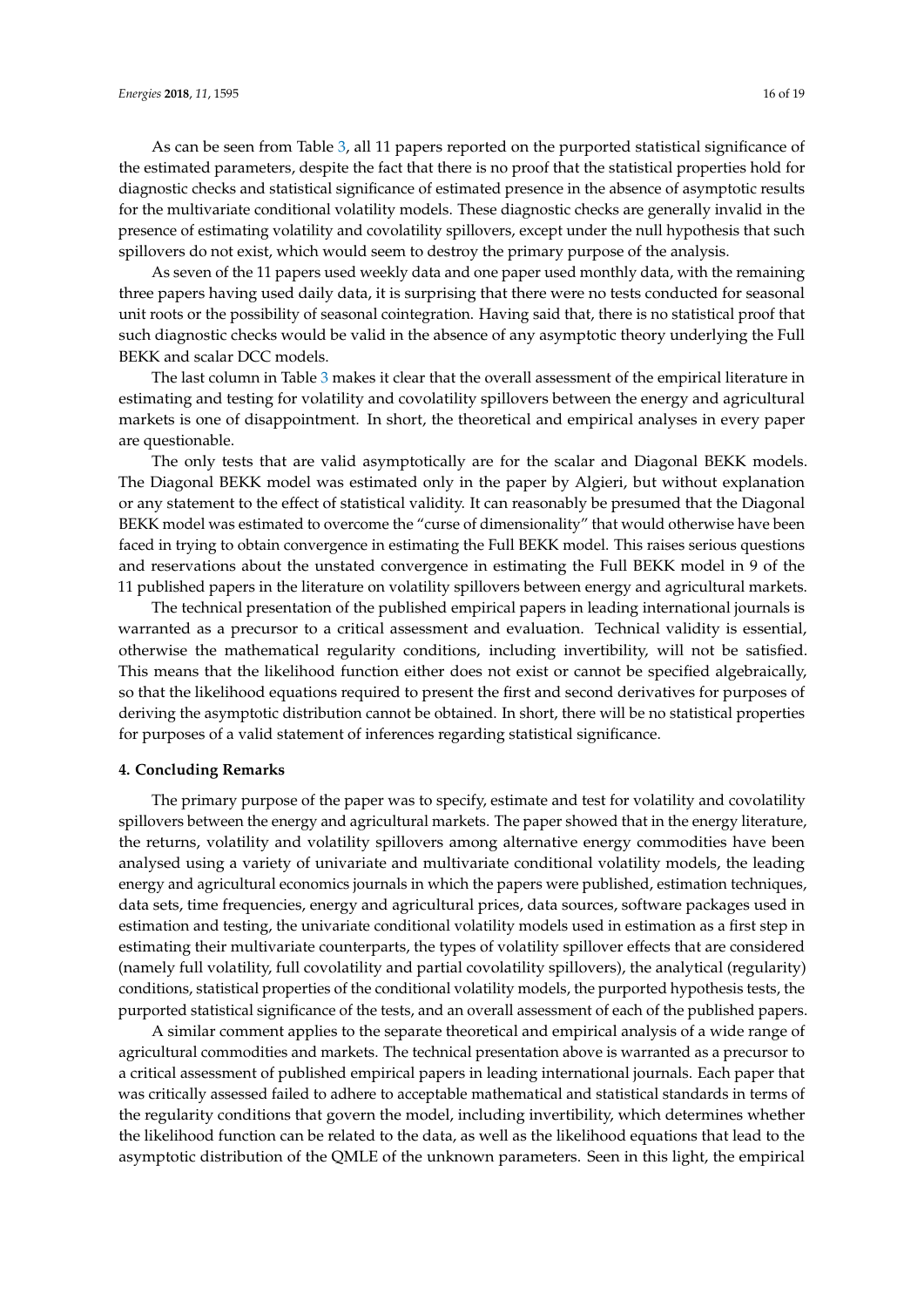As can be seen from Table 3, all 11 papers reported on the purported statistical significance of the estimated parameters, despite the fact that there is no proof that the statistical properties hold for diagnostic checks and statistical significance of estimated presence in the absence of asymptotic results for the multivariate conditional volatility models. These diagnostic checks are generally invalid in the presence of estimating volatility and covolatility spillovers, except under the null hypothesis that such spillovers do not exist, which would seem to destroy the primary purpose of the analysis.

As seven of the 11 papers used weekly data and one paper used monthly data, with the remaining three papers having used daily data, it is surprising that there were no tests conducted for seasonal unit roots or the possibility of seasonal cointegration. Having said that, there is no statistical proof that such diagnostic checks would be valid in the absence of any asymptotic theory underlying the Full BEKK and scalar DCC models.

The last column in Table 3 makes it clear that the overall assessment of the empirical literature in estimating and testing for volatility and covolatility spillovers between the energy and agricultural markets is one of disappointment. In short, the theoretical and empirical analyses in every paper are questionable.

The only tests that are valid asymptotically are for the scalar and Diagonal BEKK models. The Diagonal BEKK model was estimated only in the paper by Algieri, but without explanation or any statement to the effect of statistical validity. It can reasonably be presumed that the Diagonal BEKK model was estimated to overcome the "curse of dimensionality" that would otherwise have been faced in trying to obtain convergence in estimating the Full BEKK model. This raises serious questions and reservations about the unstated convergence in estimating the Full BEKK model in 9 of the 11 published papers in the literature on volatility spillovers between energy and agricultural markets.

The technical presentation of the published empirical papers in leading international journals is warranted as a precursor to a critical assessment and evaluation. Technical validity is essential, otherwise the mathematical regularity conditions, including invertibility, will not be satisfied. This means that the likelihood function either does not exist or cannot be specified algebraically, so that the likelihood equations required to present the first and second derivatives for purposes of deriving the asymptotic distribution cannot be obtained. In short, there will be no statistical properties for purposes of a valid statement of inferences regarding statistical significance.

## 4. Concluding Remarks

The primary purpose of the paper was to specify, estimate and test for volatility and covolatility spillovers between the energy and agricultural markets. The paper showed that in the energy literature, the returns, volatility and volatility spillovers among alternative energy commodities have been analysed using a variety of univariate and multivariate conditional volatility models, the leading energy and agricultural economics journals in which the papers were published, estimation techniques, data sets, time frequencies, energy and agricultural prices, data sources, software packages used in estimation and testing, the univariate conditional volatility models used in estimation as a first step in estimating their multivariate counterparts, the types of volatility spillover effects that are considered (namely full volatility, full covolatility and partial covolatility spillovers), the analytical (regularity) conditions, statistical properties of the conditional volatility models, the purported hypothesis tests, the purported statistical significance of the tests, and an overall assessment of each of the published papers.

A similar comment applies to the separate theoretical and empirical analysis of a wide range of agricultural commodities and markets. The technical presentation above is warranted as a precursor to a critical assessment of published empirical papers in leading international journals. Each paper that was critically assessed failed to adhere to acceptable mathematical and statistical standards in terms of the regularity conditions that govern the model, including invertibility, which determines whether the likelihood function can be related to the data, as well as the likelihood equations that lead to the asymptotic distribution of the QMLE of the unknown parameters. Seen in this light, the empirical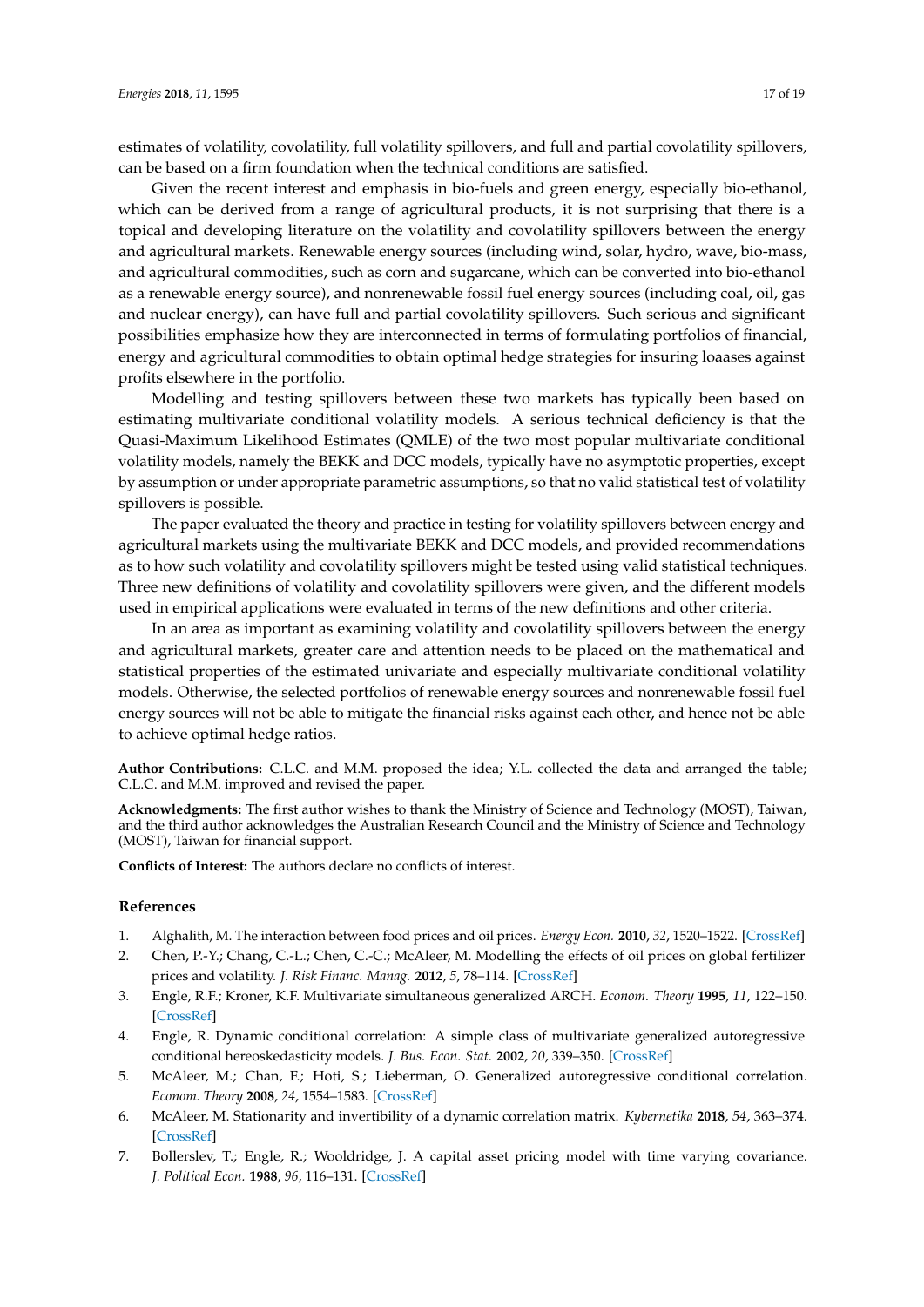estimates of volatility, covolatility, full volatility spillovers, and full and partial covolatility spillovers, can be based on a firm foundation when the technical conditions are satisfied.

Given the recent interest and emphasis in bio-fuels and green energy, especially bio-ethanol, which can be derived from a range of agricultural products, it is not surprising that there is a topical and developing literature on the volatility and covolatility spillovers between the energy and agricultural markets. Renewable energy sources (including wind, solar, hydro, wave, bio-mass, and agricultural commodities, such as corn and sugarcane, which can be converted into bio-ethanol as a renewable energy source), and nonrenewable fossil fuel energy sources (including coal, oil, gas and nuclear energy), can have full and partial covolatility spillovers. Such serious and significant possibilities emphasize how they are interconnected in terms of formulating portfolios of financial, energy and agricultural commodities to obtain optimal hedge strategies for insuring loaases against profits elsewhere in the portfolio.

Modelling and testing spillovers between these two markets has typically been based on estimating multivariate conditional volatility models. A serious technical deficiency is that the Quasi-Maximum Likelihood Estimates (QMLE) of the two most popular multivariate conditional volatility models, namely the BEKK and DCC models, typically have no asymptotic properties, except by assumption or under appropriate parametric assumptions, so that no valid statistical test of volatility spillovers is possible.

The paper evaluated the theory and practice in testing for volatility spillovers between energy and agricultural markets using the multivariate BEKK and DCC models, and provided recommendations as to how such volatility and covolatility spillovers might be tested using valid statistical techniques. Three new definitions of volatility and covolatility spillovers were given, and the different models used in empirical applications were evaluated in terms of the new definitions and other criteria.

In an area as important as examining volatility and covolatility spillovers between the energy and agricultural markets, greater care and attention needs to be placed on the mathematical and statistical properties of the estimated univariate and especially multivariate conditional volatility models. Otherwise, the selected portfolios of renewable energy sources and nonrenewable fossil fuel energy sources will not be able to mitigate the financial risks against each other, and hence not be able to achieve optimal hedge ratios.

**Author Contributions:** C.L.C. and M.M. proposed the idea; Y.L. collected the data and arranged the table; C.L.C. and M.M. improved and revised the paper.

**Acknowledgments:** The first author wishes to thank the Ministry of Science and Technology (MOST), Taiwan, and the third author acknowledges the Australian Research Council and the Ministry of Science and Technology (MOST), Taiwan for financial support.

**Conflicts of Interest:** The authors declare no conflicts of interest.

## References

1. Alghalith, M. The interaction between food prices and oil prices. *Energy Econ.* **2010**, *32*, 1520–1522. [CrossRef]
2. Chen, P.-Y.; Chang, C.-L.; Chen, C.-C.; McAleer, M. Modelling the effects of oil prices on global fertilizer prices and volatility. *J. Risk Financ. Manag.* **2012**, *5*, 78–114. [CrossRef]
3. Engle, R.F.; Kroner, K.F. Multivariate simultaneous generalized ARCH. *Econom. Theory* **1995**, *11*, 122–150. [CrossRef]
4. Engle, R. Dynamic conditional correlation: A simple class of multivariate generalized autoregressive conditional hereoskedasticity models. *J. Bus. Econ. Stat.* **2002**, *20*, 339–350. [CrossRef]
5. McAleer, M.; Chan, F.; Hoti, S.; Lieberman, O. Generalized autoregressive conditional correlation. *Econom. Theory* **2008**, *24*, 1554–1583. [CrossRef]
6. McAleer, M. Stationarity and invertibility of a dynamic correlation matrix. *Kybernetika* **2018**, *54*, 363–374. [CrossRef]
7. Bollerslev, T.; Engle, R.; Wooldridge, J. A capital asset pricing model with time varying covariance. *J. Political Econ.* **1988**, *96*, 116–131. [CrossRef]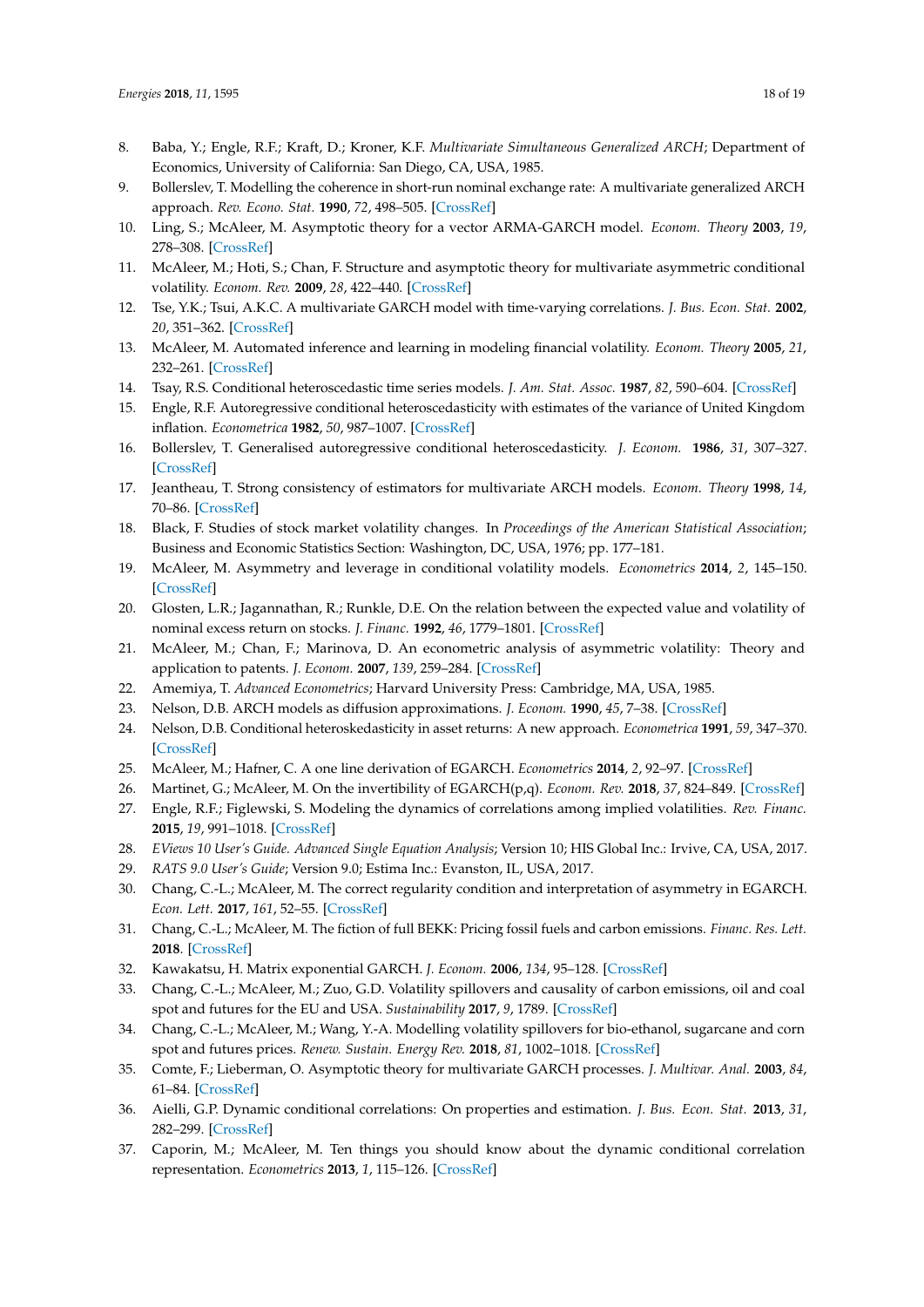8. Baba, Y.; Engle, R.F.; Kraft, D.; Kroner, K.F. *Multivariate Simultaneous Generalized ARCH*; Department of Economics, University of California: San Diego, CA, USA, 1985.
9. Bollerslev, T. Modelling the coherence in short-run nominal exchange rate: A multivariate generalized ARCH approach. *Rev. Econo. Stat.* **1990**, *72*, 498–505. [CrossRef]
10. Ling, S.; McAleer, M. Asymptotic theory for a vector ARMA-GARCH model. *Econom. Theory* **2003**, *19*, 278–308. [CrossRef]
11. McAleer, M.; Hoti, S.; Chan, F. Structure and asymptotic theory for multivariate asymmetric conditional volatility. *Econom. Rev.* **2009**, *28*, 422–440. [CrossRef]
12. Tse, Y.K.; Tsui, A.K.C. A multivariate GARCH model with time-varying correlations. *J. Bus. Econ. Stat.* **2002**, *20*, 351–362. [CrossRef]
13. McAleer, M. Automated inference and learning in modeling financial volatility. *Econom. Theory* **2005**, *21*, 232–261. [CrossRef]
14. Tsay, R.S. Conditional heteroscedastic time series models. *J. Am. Stat. Assoc.* **1987**, *82*, 590–604. [CrossRef]
15. Engle, R.F. Autoregressive conditional heteroscedasticity with estimates of the variance of United Kingdom inflation. *Econometrica* **1982**, *50*, 987–1007. [CrossRef]
16. Bollerslev, T. Generalised autoregressive conditional heteroscedasticity. *J. Econom.* **1986**, *31*, 307–327. [CrossRef]
17. Jeantheau, T. Strong consistency of estimators for multivariate ARCH models. *Econom. Theory* **1998**, *14*, 70–86. [CrossRef]
18. Black, F. Studies of stock market volatility changes. In *Proceedings of the American Statistical Association*; Business and Economic Statistics Section: Washington, DC, USA, 1976; pp. 177–181.
19. McAleer, M. Asymmetry and leverage in conditional volatility models. *Econometrics* **2014**, *2*, 145–150. [CrossRef]
20. Glosten, L.R.; Jagannathan, R.; Runkle, D.E. On the relation between the expected value and volatility of nominal excess return on stocks. *J. Financ.* **1992**, *46*, 1779–1801. [CrossRef]
21. McAleer, M.; Chan, F.; Marinova, D. An econometric analysis of asymmetric volatility: Theory and application to patents. *J. Econom.* **2007**, *139*, 259–284. [CrossRef]
22. Amemiya, T. *Advanced Econometrics*; Harvard University Press: Cambridge, MA, USA, 1985.
23. Nelson, D.B. ARCH models as diffusion approximations. *J. Econom.* **1990**, *45*, 7–38. [CrossRef]
24. Nelson, D.B. Conditional heteroskedasticity in asset returns: A new approach. *Econometrica* **1991**, *59*, 347–370. [CrossRef]
25. McAleer, M.; Hafner, C. A one line derivation of EGARCH. *Econometrics* **2014**, *2*, 92–97. [CrossRef]
26. Martinet, G.; McAleer, M. On the invertibility of EGARCH(p,q). *Econom. Rev.* **2018**, *37*, 824–849. [CrossRef]
27. Engle, R.F.; Figlewski, S. Modeling the dynamics of correlations among implied volatilities. *Rev. Financ.* **2015**, *19*, 991–1018. [CrossRef]
28. *EViews 10 User's Guide. Advanced Single Equation Analysis*; Version 10; HIS Global Inc.: Irvive, CA, USA, 2017.
29. *RATS 9.0 User's Guide*; Version 9.0; Estima Inc.: Evanston, IL, USA, 2017.
30. Chang, C.-L.; McAleer, M. The correct regularity condition and interpretation of asymmetry in EGARCH. *Econ. Lett.* **2017**, *161*, 52–55. [CrossRef]
31. Chang, C.-L.; McAleer, M. The fiction of full BEKK: Pricing fossil fuels and carbon emissions. *Financ. Res. Lett.* **2018**. [CrossRef]
32. Kawakatsu, H. Matrix exponential GARCH. *J. Econom.* **2006**, *134*, 95–128. [CrossRef]
33. Chang, C.-L.; McAleer, M.; Zuo, G.D. Volatility spillovers and causality of carbon emissions, oil and coal spot and futures for the EU and USA. *Sustainability* **2017**, *9*, 1789. [CrossRef]
34. Chang, C.-L.; McAleer, M.; Wang, Y.-A. Modelling volatility spillovers for bio-ethanol, sugarcane and corn spot and futures prices. *Renew. Sustain. Energy Rev.* **2018**, *81*, 1002–1018. [CrossRef]
35. Comte, F.; Lieberman, O. Asymptotic theory for multivariate GARCH processes. *J. Multivar. Anal.* **2003**, *84*, 61–84. [CrossRef]
36. Aielli, G.P. Dynamic conditional correlations: On properties and estimation. *J. Bus. Econ. Stat.* **2013**, *31*, 282–299. [CrossRef]
37. Caporin, M.; McAleer, M. Ten things you should know about the dynamic conditional correlation representation. *Econometrics* **2013**, *1*, 115–126. [CrossRef]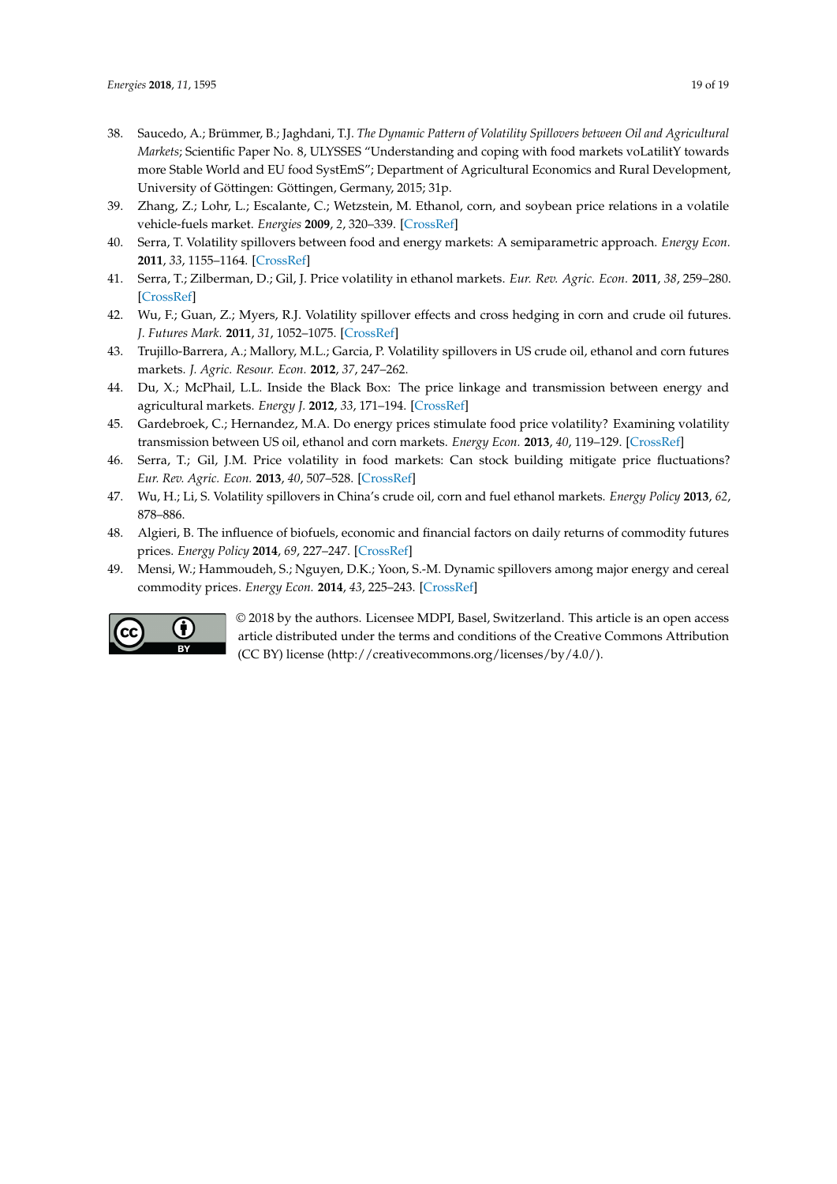38. Saucedo, A.; Brümmer, B.; Jaghdani, T.J. *The Dynamic Pattern of Volatility Spillovers between Oil and Agricultural Markets*; Scientific Paper No. 8, ULYSSES "Understanding and coping with food markets voLatilitY towards more Stable World and EU food SystEmS"; Department of Agricultural Economics and Rural Development, University of Göttingen: Göttingen, Germany, 2015; 31p.
39. Zhang, Z.; Lohr, L.; Escalante, C.; Wetzstein, M. Ethanol, corn, and soybean price relations in a volatile vehicle-fuels market. *Energies* **2009**, *2*, 320–339. [CrossRef]
40. Serra, T. Volatility spillovers between food and energy markets: A semiparametric approach. *Energy Econ.* **2011**, *33*, 1155–1164. [CrossRef]
41. Serra, T.; Zilberman, D.; Gil, J. Price volatility in ethanol markets. *Eur. Rev. Agric. Econ.* **2011**, *38*, 259–280. [CrossRef]
42. Wu, F.; Guan, Z.; Myers, R.J. Volatility spillover effects and cross hedging in corn and crude oil futures. *J. Futures Mark.* **2011**, *31*, 1052–1075. [CrossRef]
43. Trujillo-Barrera, A.; Mallory, M.L.; Garcia, P. Volatility spillovers in US crude oil, ethanol and corn futures markets. *J. Agric. Resour. Econ.* **2012**, *37*, 247–262.
44. Du, X.; McPhail, L.L. Inside the Black Box: The price linkage and transmission between energy and agricultural markets. *Energy J.* **2012**, *33*, 171–194. [CrossRef]
45. Gardebroek, C.; Hernandez, M.A. Do energy prices stimulate food price volatility? Examining volatility transmission between US oil, ethanol and corn markets. *Energy Econ.* **2013**, *40*, 119–129. [CrossRef]
46. Serra, T.; Gil, J.M. Price volatility in food markets: Can stock building mitigate price fluctuations? *Eur. Rev. Agric. Econ.* **2013**, *40*, 507–528. [CrossRef]
47. Wu, H.; Li, S. Volatility spillovers in China's crude oil, corn and fuel ethanol markets. *Energy Policy* **2013**, *62*, 878–886.
48. Algieri, B. The influence of biofuels, economic and financial factors on daily returns of commodity futures prices. *Energy Policy* **2014**, *69*, 227–247. [CrossRef]
49. Mensi, W.; Hammoudeh, S.; Nguyen, D.K.; Yoon, S.-M. Dynamic spillovers among major energy and cereal commodity prices. *Energy Econ.* **2014**, *43*, 225–243. [CrossRef]

© 2018 by the authors. Licensee MDPI, Basel, Switzerland. This article is an open access article distributed under the terms and conditions of the Creative Commons Attribution (CC BY) license (http://creativecommons.org/licenses/by/4.0/).